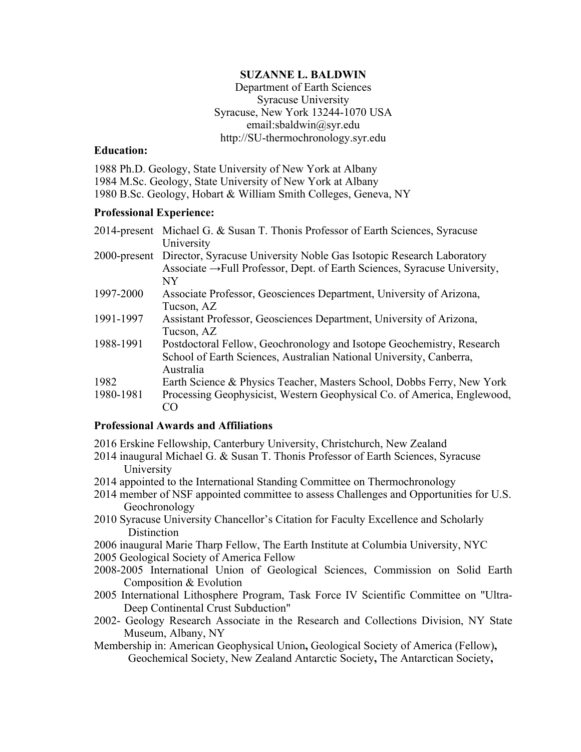**SUZANNE L. BALDWIN**

Department of Earth Sciences
Syracuse University
Syracuse, New York 13244-1070 USA
email:sbaldwin@syr.edu
http://SU-thermochronology.syr.edu

**Education:**

1988 Ph.D. Geology, State University of New York at Albany
1984 M.Sc. Geology, State University of New York at Albany
1980 B.Sc. Geology, Hobart & William Smith Colleges, Geneva, NY

**Professional Experience:**

| | |
|---|---|
| 2014-present | Michael G. & Susan T. Thonis Professor of Earth Sciences, Syracuse University |
| 2000-present | Director, Syracuse University Noble Gas Isotopic Research Laboratory<br>Associate →Full Professor, Dept. of Earth Sciences, Syracuse University, NY |
| 1997-2000 | Associate Professor, Geosciences Department, University of Arizona, Tucson, AZ |
| 1991-1997 | Assistant Professor, Geosciences Department, University of Arizona, Tucson, AZ |
| 1988-1991 | Postdoctoral Fellow, Geochronology and Isotope Geochemistry, Research School of Earth Sciences, Australian National University, Canberra, Australia |
| 1982 | Earth Science & Physics Teacher, Masters School, Dobbs Ferry, New York |
| 1980-1981 | Processing Geophysicist, Western Geophysical Co. of America, Englewood, CO |

**Professional Awards and Affiliations**

2016 Erskine Fellowship, Canterbury University, Christchurch, New Zealand
2014 inaugural Michael G. & Susan T. Thonis Professor of Earth Sciences, Syracuse University
2014 appointed to the International Standing Committee on Thermochronology
2014 member of NSF appointed committee to assess Challenges and Opportunities for U.S. Geochronology
2010 Syracuse University Chancellor's Citation for Faculty Excellence and Scholarly Distinction
2006 inaugural Marie Tharp Fellow, The Earth Institute at Columbia University, NYC
2005 Geological Society of America Fellow
2008-2005 International Union of Geological Sciences, Commission on Solid Earth Composition & Evolution
2005 International Lithosphere Program, Task Force IV Scientific Committee on "Ultra-Deep Continental Crust Subduction"
2002- Geology Research Associate in the Research and Collections Division, NY State Museum, Albany, NY
Membership in: American Geophysical Union**,** Geological Society of America (Fellow)**,** Geochemical Society, New Zealand Antarctic Society**,** The Antarctican Society**,**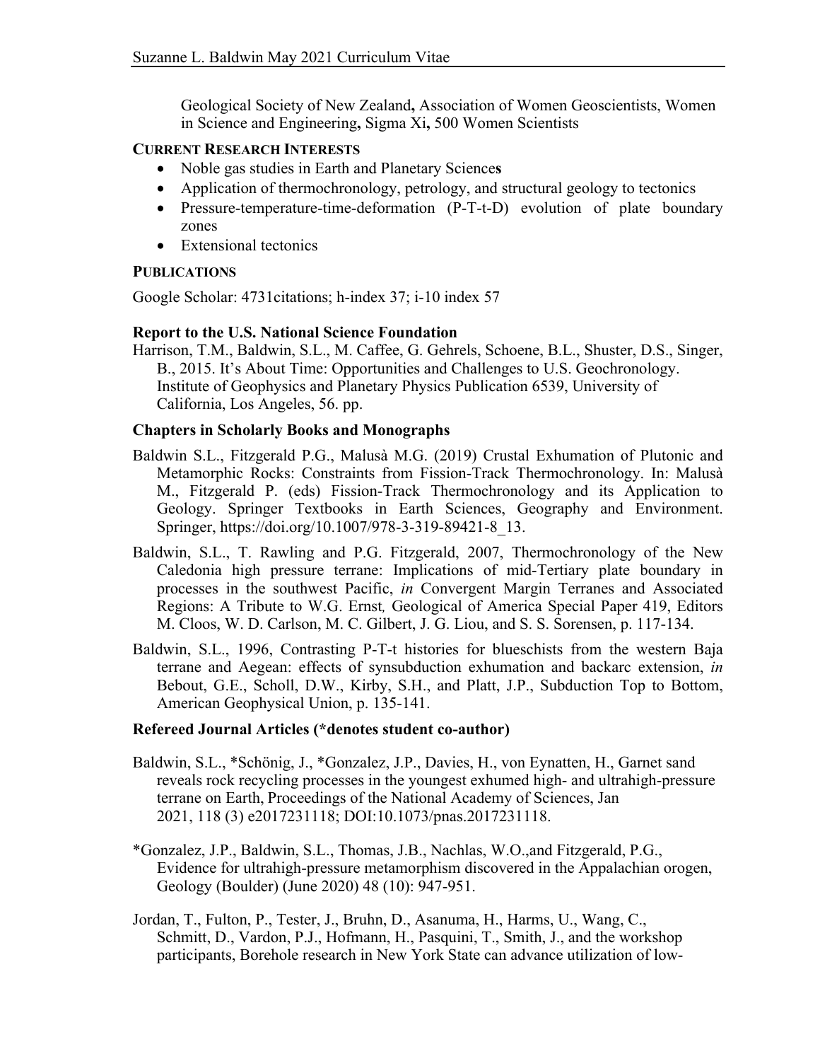Geological Society of New Zealand**,** Association of Women Geoscientists, Women in Science and Engineering**,** Sigma Xi**,** 500 Women Scientists

## CURRENT RESEARCH INTERESTS

- Noble gas studies in Earth and Planetary Science**s**
- Application of thermochronology, petrology, and structural geology to tectonics
- Pressure-temperature-time-deformation (P-T-t-D) evolution of plate boundary zones
- Extensional tectonics

## PUBLICATIONS

Google Scholar: 4731citations; h-index 37; i-10 index 57

### Report to the U.S. National Science Foundation

Harrison, T.M., Baldwin, S.L., M. Caffee, G. Gehrels, Schoene, B.L., Shuster, D.S., Singer, B., 2015. It's About Time: Opportunities and Challenges to U.S. Geochronology. Institute of Geophysics and Planetary Physics Publication 6539, University of California, Los Angeles, 56. pp.

### Chapters in Scholarly Books and Monographs

Baldwin S.L., Fitzgerald P.G., Malusà M.G. (2019) Crustal Exhumation of Plutonic and Metamorphic Rocks: Constraints from Fission-Track Thermochronology. In: Malusà M., Fitzgerald P. (eds) Fission-Track Thermochronology and its Application to Geology. Springer Textbooks in Earth Sciences, Geography and Environment. Springer, https://doi.org/10.1007/978-3-319-89421-8_13.

Baldwin, S.L., T. Rawling and P.G. Fitzgerald, 2007, Thermochronology of the New Caledonia high pressure terrane: Implications of mid-Tertiary plate boundary in processes in the southwest Pacific, *in* Convergent Margin Terranes and Associated Regions: A Tribute to W.G. Ernst*,* Geological of America Special Paper 419, Editors M. Cloos, W. D. Carlson, M. C. Gilbert, J. G. Liou, and S. S. Sorensen, p. 117-134.

Baldwin, S.L., 1996, Contrasting P-T-t histories for blueschists from the western Baja terrane and Aegean: effects of synsubduction exhumation and backarc extension, *in* Bebout, G.E., Scholl, D.W., Kirby, S.H., and Platt, J.P., Subduction Top to Bottom, American Geophysical Union, p. 135-141.

### Refereed Journal Articles (*denotes student co-author)

Baldwin, S.L., *Schönig, J., *Gonzalez, J.P., Davies, H., von Eynatten, H., Garnet sand reveals rock recycling processes in the youngest exhumed high- and ultrahigh-pressure terrane on Earth, Proceedings of the National Academy of Sciences, Jan 2021, 118 (3) e2017231118; DOI:10.1073/pnas.2017231118.

*Gonzalez, J.P., Baldwin, S.L., Thomas, J.B., Nachlas, W.O.,and Fitzgerald, P.G., Evidence for ultrahigh-pressure metamorphism discovered in the Appalachian orogen, Geology (Boulder) (June 2020) 48 (10): 947-951.

Jordan, T., Fulton, P., Tester, J., Bruhn, D., Asanuma, H., Harms, U., Wang, C., Schmitt, D., Vardon, P.J., Hofmann, H., Pasquini, T., Smith, J., and the workshop participants, Borehole research in New York State can advance utilization of low-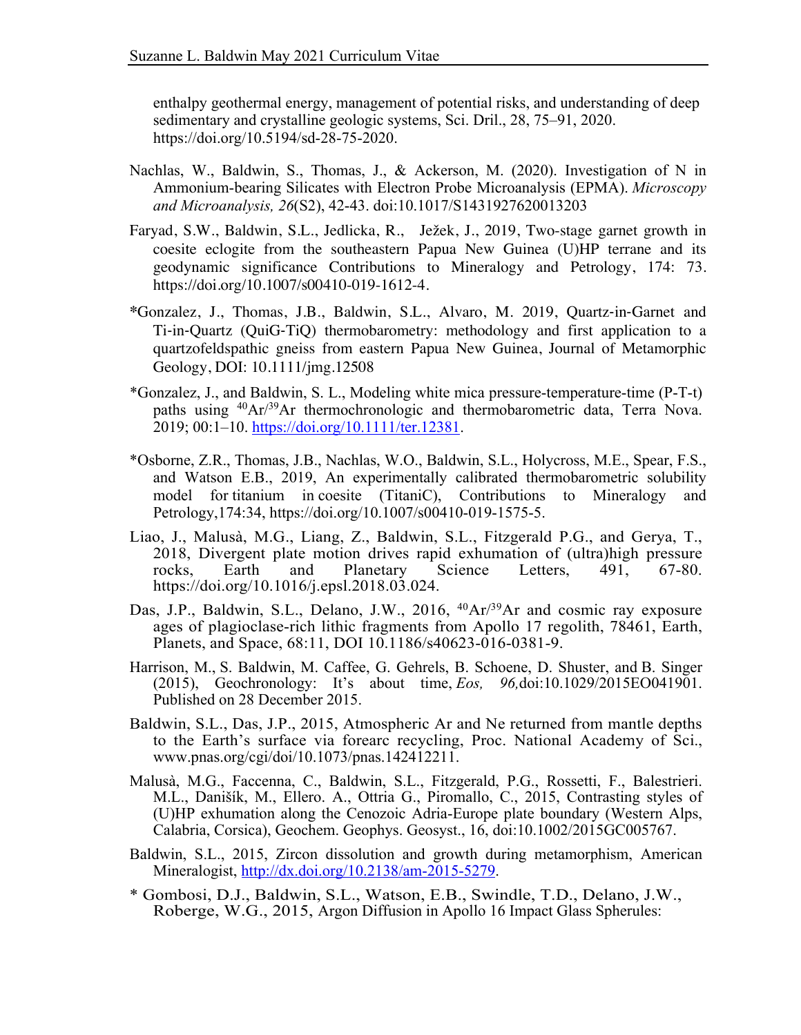enthalpy geothermal energy, management of potential risks, and understanding of deep sedimentary and crystalline geologic systems, Sci. Dril., 28, 75–91, 2020. https://doi.org/10.5194/sd-28-75-2020.

Nachlas, W., Baldwin, S., Thomas, J., & Ackerson, M. (2020). Investigation of N in Ammonium-bearing Silicates with Electron Probe Microanalysis (EPMA). *Microscopy and Microanalysis, 26*(S2), 42-43. doi:10.1017/S1431927620013203

Faryad, S.W., Baldwin, S.L., Jedlicka, R., Ježek, J., 2019, Two-stage garnet growth in coesite eclogite from the southeastern Papua New Guinea (U)HP terrane and its geodynamic significance Contributions to Mineralogy and Petrology, 174: 73. https://doi.org/10.1007/s00410-019-1612-4.

*Gonzalez, J., Thomas, J.B., Baldwin, S.L., Alvaro, M. 2019, Quartz-in-Garnet and Ti-in-Quartz (QuiG-TiQ) thermobarometry: methodology and first application to a quartzofeldspathic gneiss from eastern Papua New Guinea, Journal of Metamorphic Geology, DOI: 10.1111/jmg.12508

*Gonzalez, J., and Baldwin, S. L., Modeling white mica pressure-temperature-time (P-T-t) paths using $^{40}Ar/^{39}Ar$ thermochronologic and thermobarometric data, Terra Nova. 2019; 00:1–10. https://doi.org/10.1111/ter.12381.

*Osborne, Z.R., Thomas, J.B., Nachlas, W.O., Baldwin, S.L., Holycross, M.E., Spear, F.S., and Watson E.B., 2019, An experimentally calibrated thermobarometric solubility model for titanium in coesite (TitaniC), Contributions to Mineralogy and Petrology,174:34, https://doi.org/10.1007/s00410-019-1575-5.

Liao, J., Malusà, M.G., Liang, Z., Baldwin, S.L., Fitzgerald P.G., and Gerya, T., 2018, Divergent plate motion drives rapid exhumation of (ultra)high pressure rocks, Earth and Planetary Science Letters, 491, 67-80. https://doi.org/10.1016/j.epsl.2018.03.024.

Das, J.P., Baldwin, S.L., Delano, J.W., 2016, $^{40}Ar/^{39}Ar$ and cosmic ray exposure ages of plagioclase-rich lithic fragments from Apollo 17 regolith, 78461, Earth, Planets, and Space, 68:11, DOI 10.1186/s40623-016-0381-9.

Harrison, M., S. Baldwin, M. Caffee, G. Gehrels, B. Schoene, D. Shuster, and B. Singer (2015), Geochronology: It's about time, *Eos, 96,*doi:10.1029/2015EO041901. Published on 28 December 2015.

Baldwin, S.L., Das, J.P., 2015, Atmospheric Ar and Ne returned from mantle depths to the Earth's surface via forearc recycling, Proc. National Academy of Sci., www.pnas.org/cgi/doi/10.1073/pnas.142412211.

Malusà, M.G., Faccenna, C., Baldwin, S.L., Fitzgerald, P.G., Rossetti, F., Balestrieri. M.L., Danišík, M., Ellero. A., Ottria G., Piromallo, C., 2015, Contrasting styles of (U)HP exhumation along the Cenozoic Adria-Europe plate boundary (Western Alps, Calabria, Corsica), Geochem. Geophys. Geosyst., 16, doi:10.1002/2015GC005767.

Baldwin, S.L., 2015, Zircon dissolution and growth during metamorphism, American Mineralogist, http://dx.doi.org/10.2138/am-2015-5279.

* Gombosi, D.J., Baldwin, S.L., Watson, E.B., Swindle, T.D., Delano, J.W., Roberge, W.G., 2015, Argon Diffusion in Apollo 16 Impact Glass Spherules: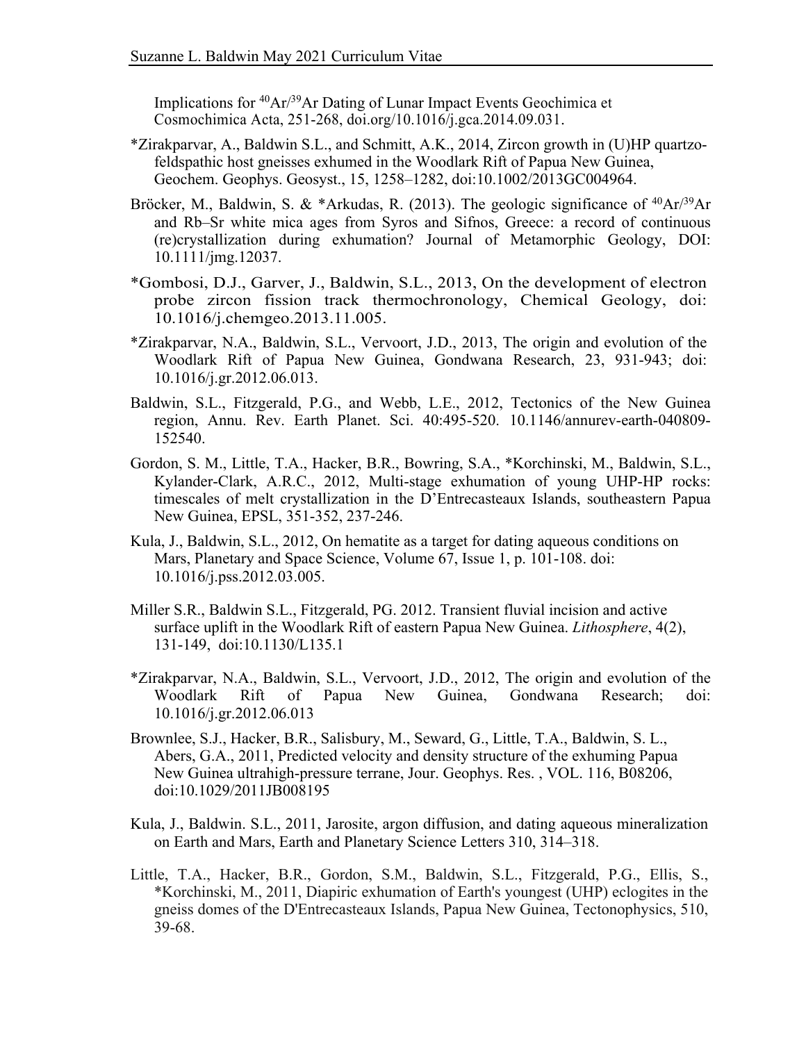Implications for $^{40}Ar/^{39}Ar$ Dating of Lunar Impact Events Geochimica et Cosmochimica Acta, 251-268, doi.org/10.1016/j.gca.2014.09.031.

*Zirakparvar, A., Baldwin S.L., and Schmitt, A.K., 2014, Zircon growth in (U)HP quartzo-feldspathic host gneisses exhumed in the Woodlark Rift of Papua New Guinea, Geochem. Geophys. Geosyst., 15, 1258–1282, doi:10.1002/2013GC004964.

Bröcker, M., Baldwin, S. & *Arkudas, R. (2013). The geologic significance of $^{40}Ar/^{39}Ar$ and Rb–Sr white mica ages from Syros and Sifnos, Greece: a record of continuous (re)crystallization during exhumation? Journal of Metamorphic Geology, DOI: 10.1111/jmg.12037.

*Gombosi, D.J., Garver, J., Baldwin, S.L., 2013, On the development of electron probe zircon fission track thermochronology, Chemical Geology, doi: 10.1016/j.chemgeo.2013.11.005.

*Zirakparvar, N.A., Baldwin, S.L., Vervoort, J.D., 2013, The origin and evolution of the Woodlark Rift of Papua New Guinea, Gondwana Research, 23, 931-943; doi: 10.1016/j.gr.2012.06.013.

Baldwin, S.L., Fitzgerald, P.G., and Webb, L.E., 2012, Tectonics of the New Guinea region, Annu. Rev. Earth Planet. Sci. 40:495-520. 10.1146/annurev-earth-040809-152540.

Gordon, S. M., Little, T.A., Hacker, B.R., Bowring, S.A., *Korchinski, M., Baldwin, S.L., Kylander-Clark, A.R.C., 2012, Multi-stage exhumation of young UHP-HP rocks: timescales of melt crystallization in the D'Entrecasteaux Islands, southeastern Papua New Guinea, EPSL, 351-352, 237-246.

Kula, J., Baldwin, S.L., 2012, On hematite as a target for dating aqueous conditions on Mars, Planetary and Space Science, Volume 67, Issue 1, p. 101-108. doi: 10.1016/j.pss.2012.03.005.

Miller S.R., Baldwin S.L., Fitzgerald, PG. 2012. Transient fluvial incision and active surface uplift in the Woodlark Rift of eastern Papua New Guinea. *Lithosphere*, 4(2), 131-149, doi:10.1130/L135.1

*Zirakparvar, N.A., Baldwin, S.L., Vervoort, J.D., 2012, The origin and evolution of the Woodlark Rift of Papua New Guinea, Gondwana Research; doi: 10.1016/j.gr.2012.06.013

Brownlee, S.J., Hacker, B.R., Salisbury, M., Seward, G., Little, T.A., Baldwin, S. L., Abers, G.A., 2011, Predicted velocity and density structure of the exhuming Papua New Guinea ultrahigh-pressure terrane, Jour. Geophys. Res. , VOL. 116, B08206, doi:10.1029/2011JB008195

Kula, J., Baldwin. S.L., 2011, Jarosite, argon diffusion, and dating aqueous mineralization on Earth and Mars, Earth and Planetary Science Letters 310, 314–318.

Little, T.A., Hacker, B.R., Gordon, S.M., Baldwin, S.L., Fitzgerald, P.G., Ellis, S., *Korchinski, M., 2011, Diapiric exhumation of Earth's youngest (UHP) eclogites in the gneiss domes of the D'Entrecasteaux Islands, Papua New Guinea, Tectonophysics, 510, 39-68.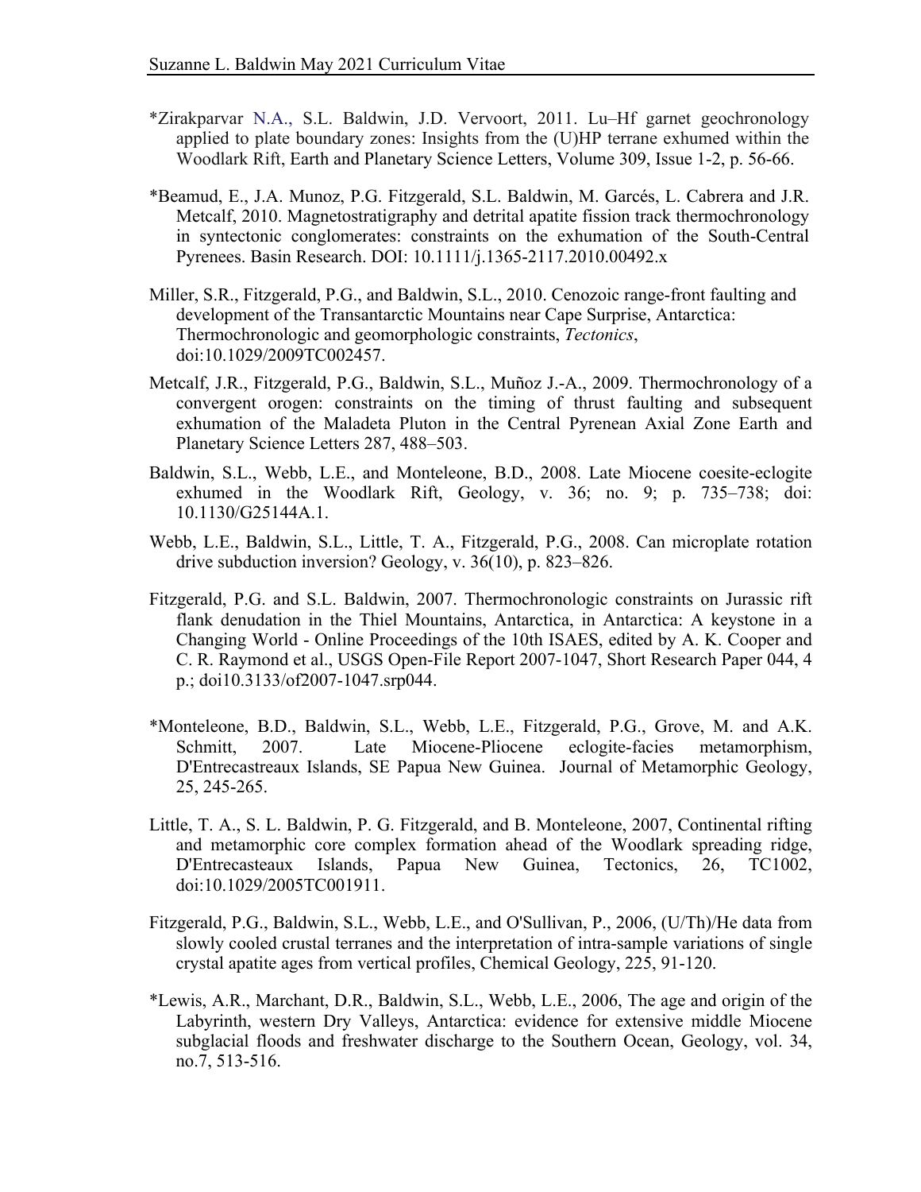*Zirakparvar N.A., S.L. Baldwin, J.D. Vervoort, 2011. Lu–Hf garnet geochronology applied to plate boundary zones: Insights from the (U)HP terrane exhumed within the Woodlark Rift, Earth and Planetary Science Letters, Volume 309, Issue 1-2, p. 56-66.

*Beamud, E., J.A. Munoz, P.G. Fitzgerald, S.L. Baldwin, M. Garcés, L. Cabrera and J.R. Metcalf, 2010. Magnetostratigraphy and detrital apatite fission track thermochronology in syntectonic conglomerates: constraints on the exhumation of the South-Central Pyrenees. Basin Research. DOI: 10.1111/j.1365-2117.2010.00492.x

Miller, S.R., Fitzgerald, P.G., and Baldwin, S.L., 2010. Cenozoic range-front faulting and development of the Transantarctic Mountains near Cape Surprise, Antarctica: Thermochronologic and geomorphologic constraints, *Tectonics*, doi:10.1029/2009TC002457.

Metcalf, J.R., Fitzgerald, P.G., Baldwin, S.L., Muñoz J.-A., 2009. Thermochronology of a convergent orogen: constraints on the timing of thrust faulting and subsequent exhumation of the Maladeta Pluton in the Central Pyrenean Axial Zone Earth and Planetary Science Letters 287, 488–503.

Baldwin, S.L., Webb, L.E., and Monteleone, B.D., 2008. Late Miocene coesite-eclogite exhumed in the Woodlark Rift, Geology, v. 36; no. 9; p. 735–738; doi: 10.1130/G25144A.1.

Webb, L.E., Baldwin, S.L., Little, T. A., Fitzgerald, P.G., 2008. Can microplate rotation drive subduction inversion? Geology, v. 36(10), p. 823–826.

Fitzgerald, P.G. and S.L. Baldwin, 2007. Thermochronologic constraints on Jurassic rift flank denudation in the Thiel Mountains, Antarctica, in Antarctica: A keystone in a Changing World - Online Proceedings of the 10th ISAES, edited by A. K. Cooper and C. R. Raymond et al., USGS Open-File Report 2007-1047, Short Research Paper 044, 4 p.; doi10.3133/of2007-1047.srp044.

*Monteleone, B.D., Baldwin, S.L., Webb, L.E., Fitzgerald, P.G., Grove, M. and A.K. Schmitt, 2007. Late Miocene-Pliocene eclogite-facies metamorphism, D'Entrecastreaux Islands, SE Papua New Guinea. Journal of Metamorphic Geology, 25, 245-265.

Little, T. A., S. L. Baldwin, P. G. Fitzgerald, and B. Monteleone, 2007, Continental rifting and metamorphic core complex formation ahead of the Woodlark spreading ridge, D'Entrecasteaux Islands, Papua New Guinea, Tectonics, 26, TC1002, doi:10.1029/2005TC001911.

Fitzgerald, P.G., Baldwin, S.L., Webb, L.E., and O'Sullivan, P., 2006, (U/Th)/He data from slowly cooled crustal terranes and the interpretation of intra-sample variations of single crystal apatite ages from vertical profiles, Chemical Geology, 225, 91-120.

*Lewis, A.R., Marchant, D.R., Baldwin, S.L., Webb, L.E., 2006, The age and origin of the Labyrinth, western Dry Valleys, Antarctica: evidence for extensive middle Miocene subglacial floods and freshwater discharge to the Southern Ocean, Geology, vol. 34, no.7, 513-516.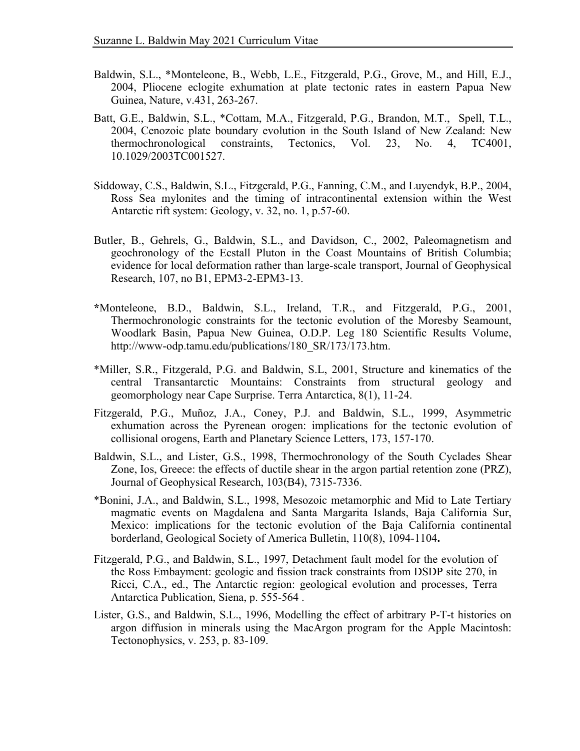Baldwin, S.L., *Monteleone, B., Webb, L.E., Fitzgerald, P.G., Grove, M., and Hill, E.J., 2004, Pliocene eclogite exhumation at plate tectonic rates in eastern Papua New Guinea, Nature, v.431, 263-267.

Batt, G.E., Baldwin, S.L., *Cottam, M.A., Fitzgerald, P.G., Brandon, M.T., Spell, T.L., 2004, Cenozoic plate boundary evolution in the South Island of New Zealand: New thermochronological constraints, Tectonics, Vol. 23, No. 4, TC4001, 10.1029/2003TC001527.

Siddoway, C.S., Baldwin, S.L., Fitzgerald, P.G., Fanning, C.M., and Luyendyk, B.P., 2004, Ross Sea mylonites and the timing of intracontinental extension within the West Antarctic rift system: Geology, v. 32, no. 1, p.57-60.

Butler, B., Gehrels, G., Baldwin, S.L., and Davidson, C., 2002, Paleomagnetism and geochronology of the Ecstall Pluton in the Coast Mountains of British Columbia; evidence for local deformation rather than large-scale transport, Journal of Geophysical Research, 107, no B1, EPM3-2-EPM3-13.

*Monteleone, B.D., Baldwin, S.L., Ireland, T.R., and Fitzgerald, P.G., 2001, Thermochronologic constraints for the tectonic evolution of the Moresby Seamount, Woodlark Basin, Papua New Guinea, O.D.P. Leg 180 Scientific Results Volume, http://www-odp.tamu.edu/publications/180_SR/173/173.htm.

*Miller, S.R., Fitzgerald, P.G. and Baldwin, S.L, 2001, Structure and kinematics of the central Transantarctic Mountains: Constraints from structural geology and geomorphology near Cape Surprise. Terra Antarctica, 8(1), 11-24.

Fitzgerald, P.G., Muñoz, J.A., Coney, P.J. and Baldwin, S.L., 1999, Asymmetric exhumation across the Pyrenean orogen: implications for the tectonic evolution of collisional orogens, Earth and Planetary Science Letters, 173, 157-170.

Baldwin, S.L., and Lister, G.S., 1998, Thermochronology of the South Cyclades Shear Zone, Ios, Greece: the effects of ductile shear in the argon partial retention zone (PRZ), Journal of Geophysical Research, 103(B4), 7315-7336.

*Bonini, J.A., and Baldwin, S.L., 1998, Mesozoic metamorphic and Mid to Late Tertiary magmatic events on Magdalena and Santa Margarita Islands, Baja California Sur, Mexico: implications for the tectonic evolution of the Baja California continental borderland, Geological Society of America Bulletin, 110(8), 1094-1104**.**

Fitzgerald, P.G., and Baldwin, S.L., 1997, Detachment fault model for the evolution of the Ross Embayment: geologic and fission track constraints from DSDP site 270, in Ricci, C.A., ed., The Antarctic region: geological evolution and processes, Terra Antarctica Publication, Siena, p. 555-564 .

Lister, G.S., and Baldwin, S.L., 1996, Modelling the effect of arbitrary P-T-t histories on argon diffusion in minerals using the MacArgon program for the Apple Macintosh: Tectonophysics, v. 253, p. 83-109.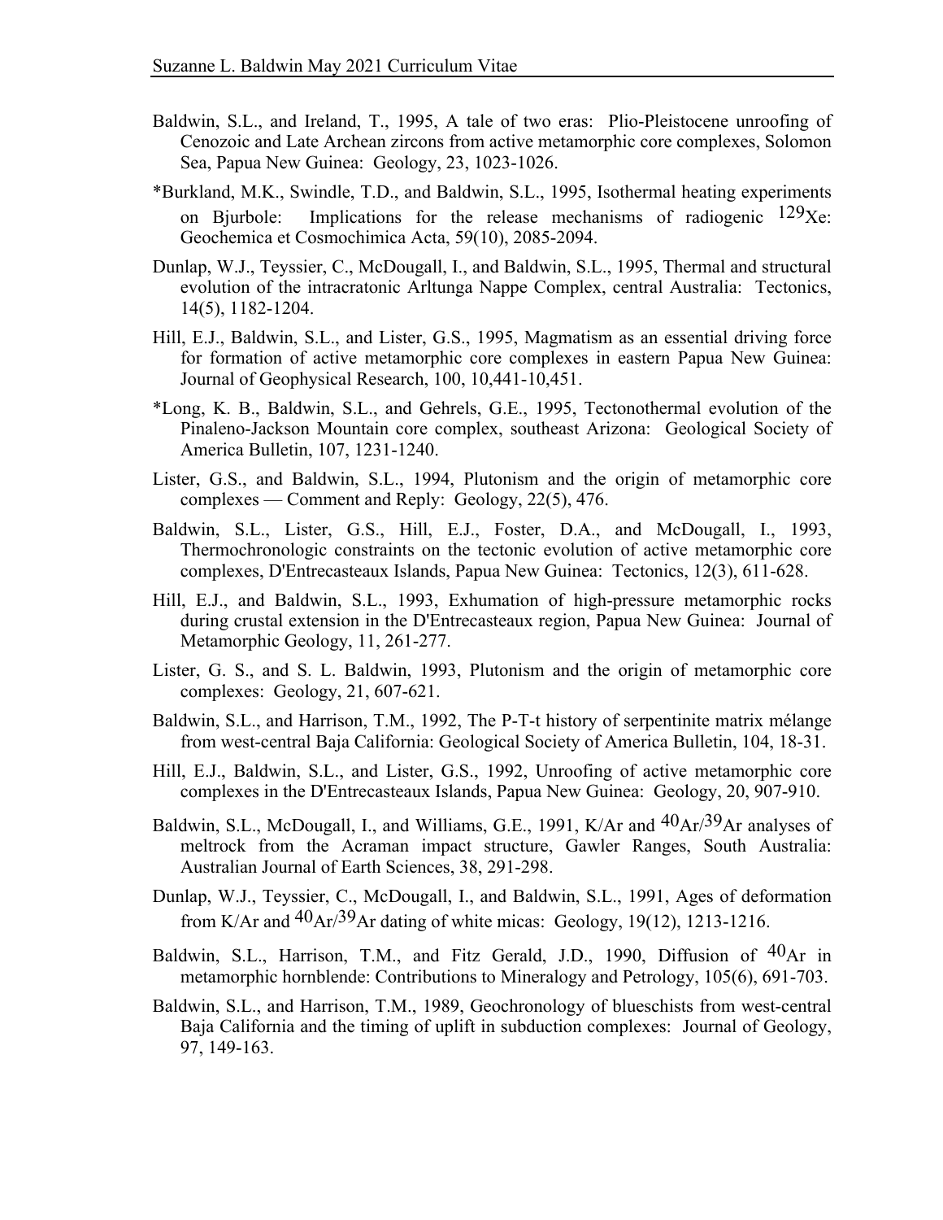Baldwin, S.L., and Ireland, T., 1995, A tale of two eras: Plio-Pleistocene unroofing of Cenozoic and Late Archean zircons from active metamorphic core complexes, Solomon Sea, Papua New Guinea: Geology, 23, 1023-1026.

*Burkland, M.K., Swindle, T.D., and Baldwin, S.L., 1995, Isothermal heating experiments on Bjurbole: Implications for the release mechanisms of radiogenic $^{129}$Xe: Geochemica et Cosmochimica Acta, 59(10), 2085-2094.

Dunlap, W.J., Teyssier, C., McDougall, I., and Baldwin, S.L., 1995, Thermal and structural evolution of the intracratonic Arltunga Nappe Complex, central Australia: Tectonics, 14(5), 1182-1204.

Hill, E.J., Baldwin, S.L., and Lister, G.S., 1995, Magmatism as an essential driving force for formation of active metamorphic core complexes in eastern Papua New Guinea: Journal of Geophysical Research, 100, 10,441-10,451.

*Long, K. B., Baldwin, S.L., and Gehrels, G.E., 1995, Tectonothermal evolution of the Pinaleno-Jackson Mountain core complex, southeast Arizona: Geological Society of America Bulletin, 107, 1231-1240.

Lister, G.S., and Baldwin, S.L., 1994, Plutonism and the origin of metamorphic core complexes — Comment and Reply: Geology, 22(5), 476.

Baldwin, S.L., Lister, G.S., Hill, E.J., Foster, D.A., and McDougall, I., 1993, Thermochronologic constraints on the tectonic evolution of active metamorphic core complexes, D'Entrecasteaux Islands, Papua New Guinea: Tectonics, 12(3), 611-628.

Hill, E.J., and Baldwin, S.L., 1993, Exhumation of high-pressure metamorphic rocks during crustal extension in the D'Entrecasteaux region, Papua New Guinea: Journal of Metamorphic Geology, 11, 261-277.

Lister, G. S., and S. L. Baldwin, 1993, Plutonism and the origin of metamorphic core complexes: Geology, 21, 607-621.

Baldwin, S.L., and Harrison, T.M., 1992, The P-T-t history of serpentinite matrix mélange from west-central Baja California: Geological Society of America Bulletin, 104, 18-31.

Hill, E.J., Baldwin, S.L., and Lister, G.S., 1992, Unroofing of active metamorphic core complexes in the D'Entrecasteaux Islands, Papua New Guinea: Geology, 20, 907-910.

Baldwin, S.L., McDougall, I., and Williams, G.E., 1991, K/Ar and $^{40}$Ar/$^{39}$Ar analyses of meltrock from the Acraman impact structure, Gawler Ranges, South Australia: Australian Journal of Earth Sciences, 38, 291-298.

Dunlap, W.J., Teyssier, C., McDougall, I., and Baldwin, S.L., 1991, Ages of deformation from K/Ar and $^{40}$Ar/$^{39}$Ar dating of white micas: Geology, 19(12), 1213-1216.

Baldwin, S.L., Harrison, T.M., and Fitz Gerald, J.D., 1990, Diffusion of $^{40}$Ar in metamorphic hornblende: Contributions to Mineralogy and Petrology, 105(6), 691-703.

Baldwin, S.L., and Harrison, T.M., 1989, Geochronology of blueschists from west-central Baja California and the timing of uplift in subduction complexes: Journal of Geology, 97, 149-163.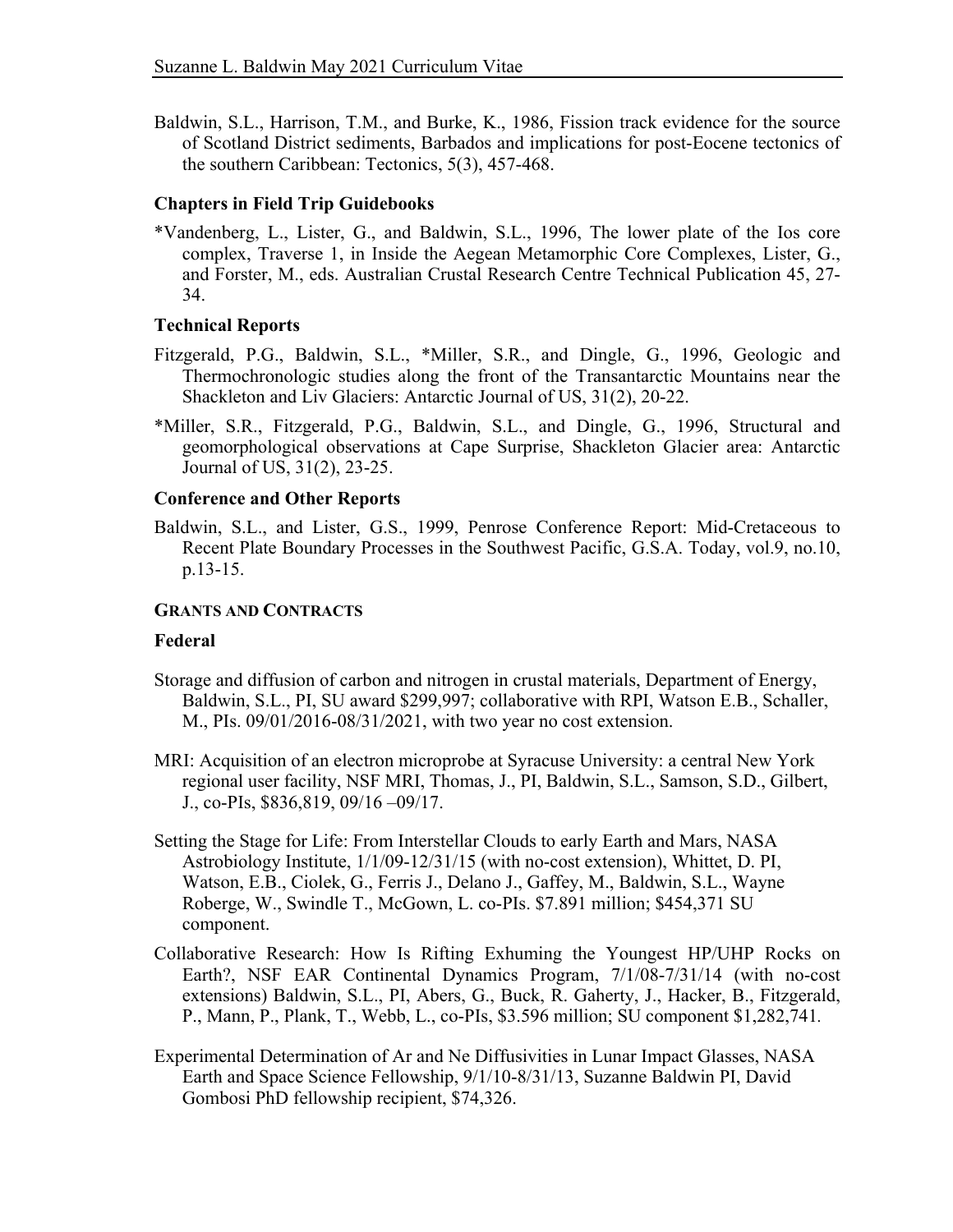Baldwin, S.L., Harrison, T.M., and Burke, K., 1986, Fission track evidence for the source of Scotland District sediments, Barbados and implications for post-Eocene tectonics of the southern Caribbean: Tectonics, 5(3), 457-468.

### Chapters in Field Trip Guidebooks

*Vandenberg, L., Lister, G., and Baldwin, S.L., 1996, The lower plate of the Ios core complex, Traverse 1, in Inside the Aegean Metamorphic Core Complexes, Lister, G., and Forster, M., eds. Australian Crustal Research Centre Technical Publication 45, 27-34.

### Technical Reports

Fitzgerald, P.G., Baldwin, S.L., *Miller, S.R., and Dingle, G., 1996, Geologic and Thermochronologic studies along the front of the Transantarctic Mountains near the Shackleton and Liv Glaciers: Antarctic Journal of US, 31(2), 20-22.

*Miller, S.R., Fitzgerald, P.G., Baldwin, S.L., and Dingle, G., 1996, Structural and geomorphological observations at Cape Surprise, Shackleton Glacier area: Antarctic Journal of US, 31(2), 23-25.

### Conference and Other Reports

Baldwin, S.L., and Lister, G.S., 1999, Penrose Conference Report: Mid-Cretaceous to Recent Plate Boundary Processes in the Southwest Pacific, G.S.A. Today, vol.9, no.10, p.13-15.

## GRANTS AND CONTRACTS

### Federal

Storage and diffusion of carbon and nitrogen in crustal materials, Department of Energy, Baldwin, S.L., PI, SU award $299,997; collaborative with RPI, Watson E.B., Schaller, M., PIs. 09/01/2016-08/31/2021, with two year no cost extension.

MRI: Acquisition of an electron microprobe at Syracuse University: a central New York regional user facility, NSF MRI, Thomas, J., PI, Baldwin, S.L., Samson, S.D., Gilbert, J., co-PIs, $836,819, 09/16 –09/17.

Setting the Stage for Life: From Interstellar Clouds to early Earth and Mars, NASA Astrobiology Institute, 1/1/09-12/31/15 (with no-cost extension), Whittet, D. PI, Watson, E.B., Ciolek, G., Ferris J., Delano J., Gaffey, M., Baldwin, S.L., Wayne Roberge, W., Swindle T., McGown, L. co-PIs. $7.891 million; $454,371 SU component.

Collaborative Research: How Is Rifting Exhuming the Youngest HP/UHP Rocks on Earth?, NSF EAR Continental Dynamics Program, 7/1/08-7/31/14 (with no-cost extensions) Baldwin, S.L., PI, Abers, G., Buck, R. Gaherty, J., Hacker, B., Fitzgerald, P., Mann, P., Plank, T., Webb, L., co-PIs, $3.596 million; SU component $1,282,741.

Experimental Determination of Ar and Ne Diffusivities in Lunar Impact Glasses, NASA Earth and Space Science Fellowship, 9/1/10-8/31/13, Suzanne Baldwin PI, David Gombosi PhD fellowship recipient, $74,326.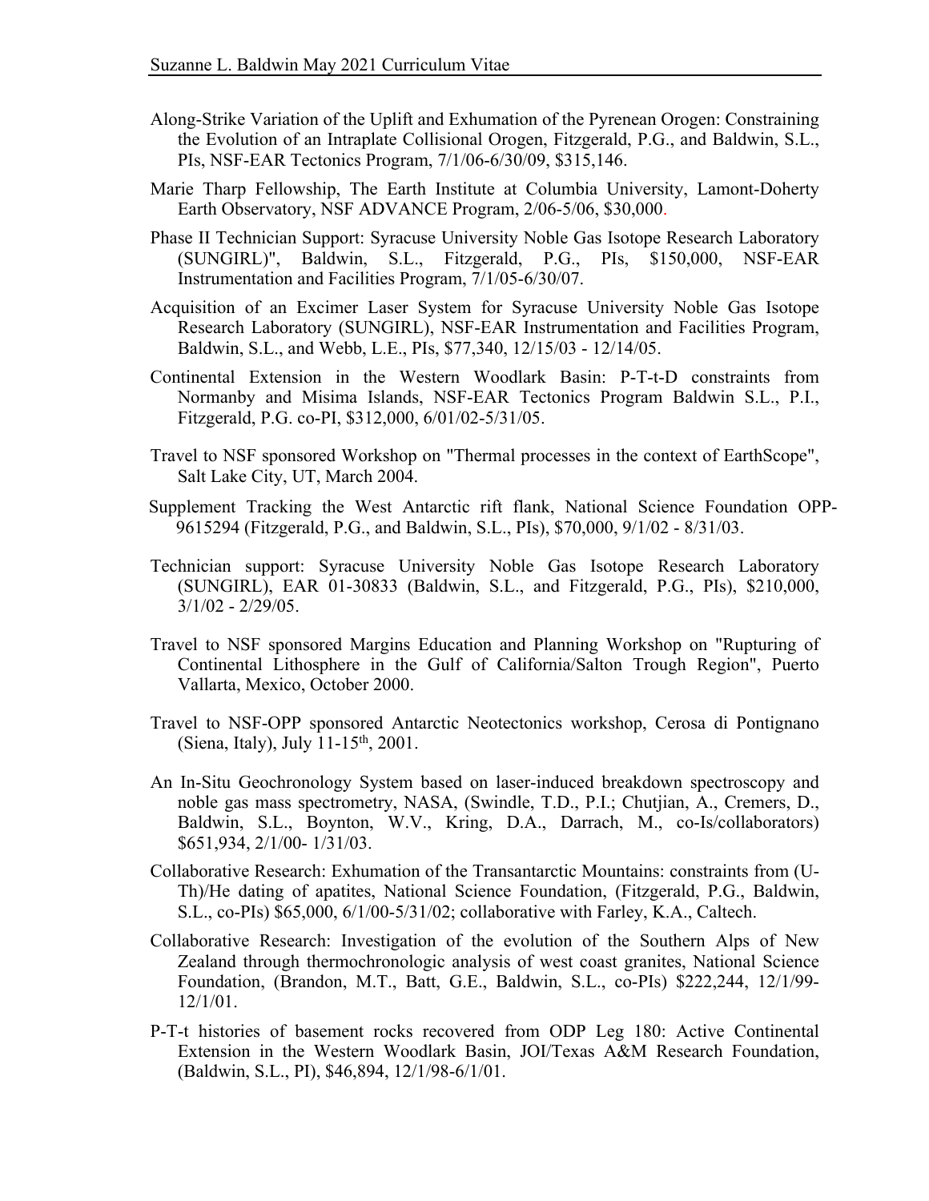Along-Strike Variation of the Uplift and Exhumation of the Pyrenean Orogen: Constraining the Evolution of an Intraplate Collisional Orogen, Fitzgerald, P.G., and Baldwin, S.L., PIs, NSF-EAR Tectonics Program, 7/1/06-6/30/09, \$315,146.

Marie Tharp Fellowship, The Earth Institute at Columbia University, Lamont-Doherty Earth Observatory, NSF ADVANCE Program, 2/06-5/06, \$30,000.

Phase II Technician Support: Syracuse University Noble Gas Isotope Research Laboratory (SUNGIRL)", Baldwin, S.L., Fitzgerald, P.G., PIs, \$150,000, NSF-EAR Instrumentation and Facilities Program, 7/1/05-6/30/07.

Acquisition of an Excimer Laser System for Syracuse University Noble Gas Isotope Research Laboratory (SUNGIRL), NSF-EAR Instrumentation and Facilities Program, Baldwin, S.L., and Webb, L.E., PIs, \$77,340, 12/15/03 - 12/14/05.

Continental Extension in the Western Woodlark Basin: P-T-t-D constraints from Normanby and Misima Islands, NSF-EAR Tectonics Program Baldwin S.L., P.I., Fitzgerald, P.G. co-PI, \$312,000, 6/01/02-5/31/05.

Travel to NSF sponsored Workshop on "Thermal processes in the context of EarthScope", Salt Lake City, UT, March 2004.

Supplement Tracking the West Antarctic rift flank, National Science Foundation OPP-9615294 (Fitzgerald, P.G., and Baldwin, S.L., PIs), \$70,000, 9/1/02 - 8/31/03.

Technician support: Syracuse University Noble Gas Isotope Research Laboratory (SUNGIRL), EAR 01-30833 (Baldwin, S.L., and Fitzgerald, P.G., PIs), \$210,000, 3/1/02 - 2/29/05.

Travel to NSF sponsored Margins Education and Planning Workshop on "Rupturing of Continental Lithosphere in the Gulf of California/Salton Trough Region", Puerto Vallarta, Mexico, October 2000.

Travel to NSF-OPP sponsored Antarctic Neotectonics workshop, Cerosa di Pontignano (Siena, Italy), July 11-15th, 2001.

An In-Situ Geochronology System based on laser-induced breakdown spectroscopy and noble gas mass spectrometry, NASA, (Swindle, T.D., P.I.; Chutjian, A., Cremers, D., Baldwin, S.L., Boynton, W.V., Kring, D.A., Darrach, M., co-Is/collaborators) \$651,934, 2/1/00- 1/31/03.

Collaborative Research: Exhumation of the Transantarctic Mountains: constraints from (U-Th)/He dating of apatites, National Science Foundation, (Fitzgerald, P.G., Baldwin, S.L., co-PIs) \$65,000, 6/1/00-5/31/02; collaborative with Farley, K.A., Caltech.

Collaborative Research: Investigation of the evolution of the Southern Alps of New Zealand through thermochronologic analysis of west coast granites, National Science Foundation, (Brandon, M.T., Batt, G.E., Baldwin, S.L., co-PIs) \$222,244, 12/1/99-12/1/01.

P-T-t histories of basement rocks recovered from ODP Leg 180: Active Continental Extension in the Western Woodlark Basin, JOI/Texas A&M Research Foundation, (Baldwin, S.L., PI), \$46,894, 12/1/98-6/1/01.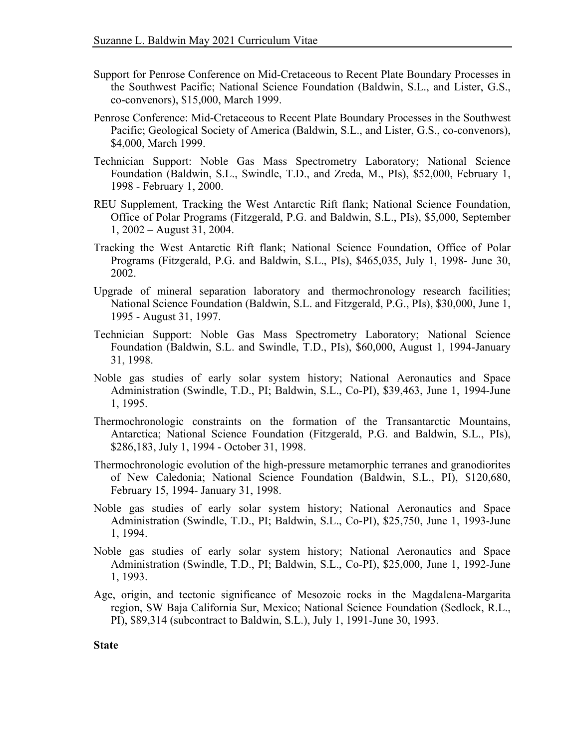Support for Penrose Conference on Mid-Cretaceous to Recent Plate Boundary Processes in the Southwest Pacific; National Science Foundation (Baldwin, S.L., and Lister, G.S., co-convenors), $15,000, March 1999.

Penrose Conference: Mid-Cretaceous to Recent Plate Boundary Processes in the Southwest Pacific; Geological Society of America (Baldwin, S.L., and Lister, G.S., co-convenors), $4,000, March 1999.

Technician Support: Noble Gas Mass Spectrometry Laboratory; National Science Foundation (Baldwin, S.L., Swindle, T.D., and Zreda, M., PIs), $52,000, February 1, 1998 - February 1, 2000.

REU Supplement, Tracking the West Antarctic Rift flank; National Science Foundation, Office of Polar Programs (Fitzgerald, P.G. and Baldwin, S.L., PIs), $5,000, September 1, 2002 – August 31, 2004.

Tracking the West Antarctic Rift flank; National Science Foundation, Office of Polar Programs (Fitzgerald, P.G. and Baldwin, S.L., PIs), $465,035, July 1, 1998- June 30, 2002.

Upgrade of mineral separation laboratory and thermochronology research facilities; National Science Foundation (Baldwin, S.L. and Fitzgerald, P.G., PIs), $30,000, June 1, 1995 - August 31, 1997.

Technician Support: Noble Gas Mass Spectrometry Laboratory; National Science Foundation (Baldwin, S.L. and Swindle, T.D., PIs), $60,000, August 1, 1994-January 31, 1998.

Noble gas studies of early solar system history; National Aeronautics and Space Administration (Swindle, T.D., PI; Baldwin, S.L., Co-PI), $39,463, June 1, 1994-June 1, 1995.

Thermochronologic constraints on the formation of the Transantarctic Mountains, Antarctica; National Science Foundation (Fitzgerald, P.G. and Baldwin, S.L., PIs), $286,183, July 1, 1994 - October 31, 1998.

Thermochronologic evolution of the high-pressure metamorphic terranes and granodiorites of New Caledonia; National Science Foundation (Baldwin, S.L., PI), $120,680, February 15, 1994- January 31, 1998.

Noble gas studies of early solar system history; National Aeronautics and Space Administration (Swindle, T.D., PI; Baldwin, S.L., Co-PI), $25,750, June 1, 1993-June 1, 1994.

Noble gas studies of early solar system history; National Aeronautics and Space Administration (Swindle, T.D., PI; Baldwin, S.L., Co-PI), $25,000, June 1, 1992-June 1, 1993.

Age, origin, and tectonic significance of Mesozoic rocks in the Magdalena-Margarita region, SW Baja California Sur, Mexico; National Science Foundation (Sedlock, R.L., PI), $89,314 (subcontract to Baldwin, S.L.), July 1, 1991-June 30, 1993.

**State**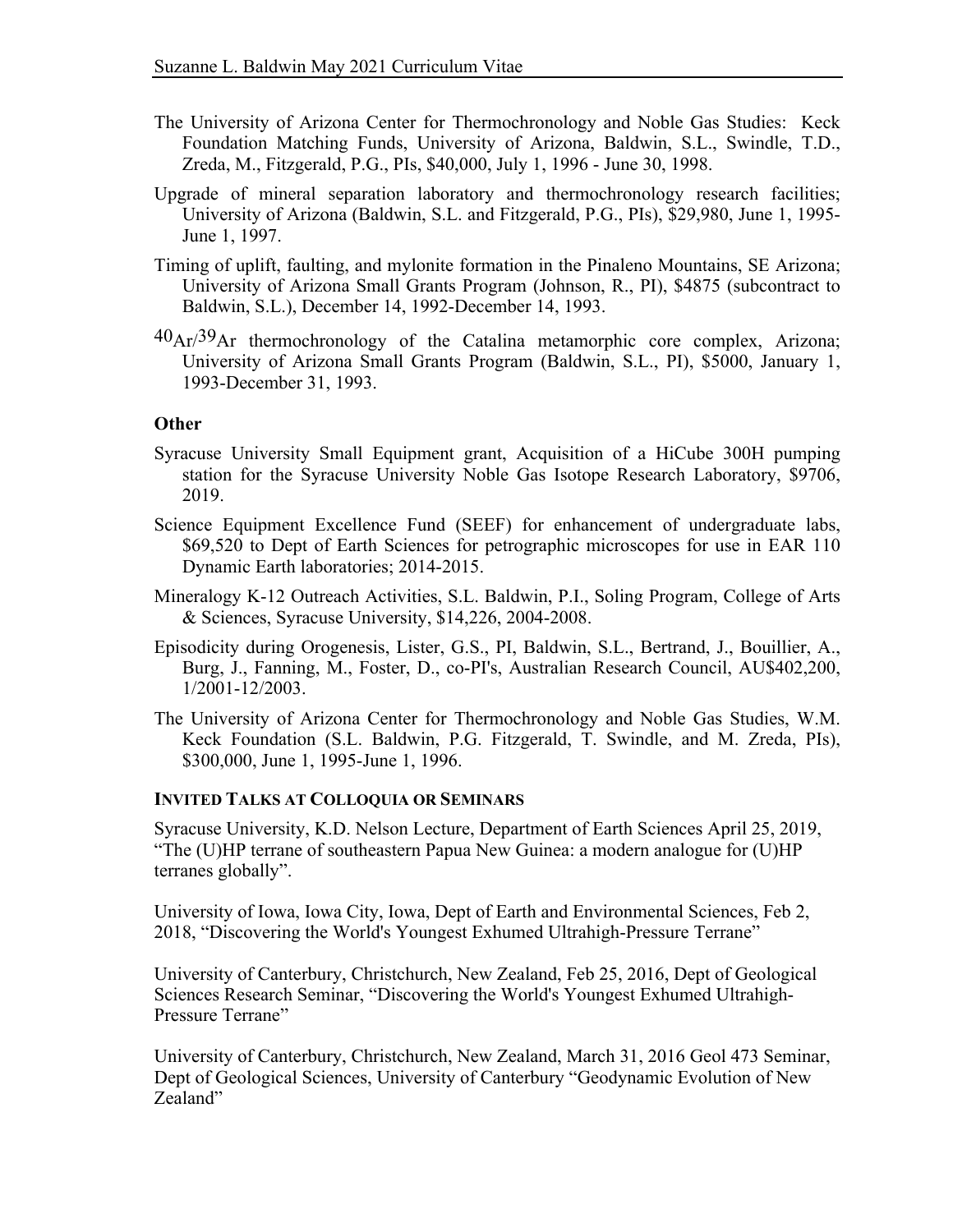The University of Arizona Center for Thermochronology and Noble Gas Studies: Keck Foundation Matching Funds, University of Arizona, Baldwin, S.L., Swindle, T.D., Zreda, M., Fitzgerald, P.G., PIs, $40,000, July 1, 1996 - June 30, 1998.

Upgrade of mineral separation laboratory and thermochronology research facilities; University of Arizona (Baldwin, S.L. and Fitzgerald, P.G., PIs), $29,980, June 1, 1995-June 1, 1997.

Timing of uplift, faulting, and mylonite formation in the Pinaleno Mountains, SE Arizona; University of Arizona Small Grants Program (Johnson, R., PI), $4875 (subcontract to Baldwin, S.L.), December 14, 1992-December 14, 1993.

$^{40}Ar/^{39}Ar$ thermochronology of the Catalina metamorphic core complex, Arizona; University of Arizona Small Grants Program (Baldwin, S.L., PI), $5000, January 1, 1993-December 31, 1993.

### Other

Syracuse University Small Equipment grant, Acquisition of a HiCube 300H pumping station for the Syracuse University Noble Gas Isotope Research Laboratory, $9706, 2019.

Science Equipment Excellence Fund (SEEF) for enhancement of undergraduate labs, $69,520 to Dept of Earth Sciences for petrographic microscopes for use in EAR 110 Dynamic Earth laboratories; 2014-2015.

Mineralogy K-12 Outreach Activities, S.L. Baldwin, P.I., Soling Program, College of Arts & Sciences, Syracuse University, $14,226, 2004-2008.

Episodicity during Orogenesis, Lister, G.S., PI, Baldwin, S.L., Bertrand, J., Bouillier, A., Burg, J., Fanning, M., Foster, D., co-PI's, Australian Research Council, AU$402,200, 1/2001-12/2003.

The University of Arizona Center for Thermochronology and Noble Gas Studies, W.M. Keck Foundation (S.L. Baldwin, P.G. Fitzgerald, T. Swindle, and M. Zreda, PIs), $300,000, June 1, 1995-June 1, 1996.

## Invited Talks at Colloquia or Seminars

Syracuse University, K.D. Nelson Lecture, Department of Earth Sciences April 25, 2019, "The (U)HP terrane of southeastern Papua New Guinea: a modern analogue for (U)HP terranes globally".

University of Iowa, Iowa City, Iowa, Dept of Earth and Environmental Sciences, Feb 2, 2018, "Discovering the World's Youngest Exhumed Ultrahigh-Pressure Terrane"

University of Canterbury, Christchurch, New Zealand, Feb 25, 2016, Dept of Geological Sciences Research Seminar, "Discovering the World's Youngest Exhumed Ultrahigh-Pressure Terrane"

University of Canterbury, Christchurch, New Zealand, March 31, 2016 Geol 473 Seminar, Dept of Geological Sciences, University of Canterbury "Geodynamic Evolution of New Zealand"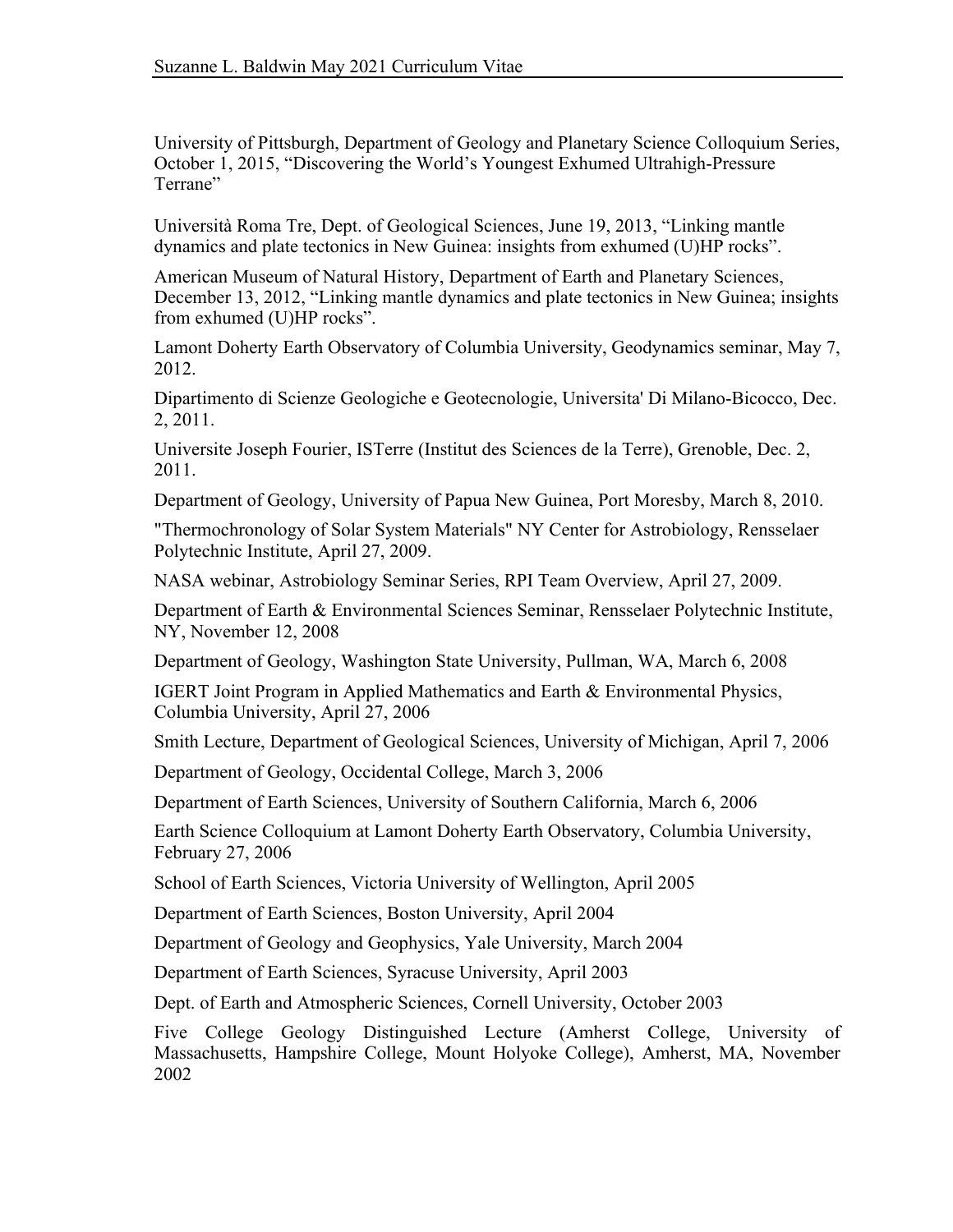University of Pittsburgh, Department of Geology and Planetary Science Colloquium Series, October 1, 2015, "Discovering the World's Youngest Exhumed Ultrahigh-Pressure Terrane"

Università Roma Tre, Dept. of Geological Sciences, June 19, 2013, "Linking mantle dynamics and plate tectonics in New Guinea: insights from exhumed (U)HP rocks".

American Museum of Natural History, Department of Earth and Planetary Sciences, December 13, 2012, "Linking mantle dynamics and plate tectonics in New Guinea; insights from exhumed (U)HP rocks".

Lamont Doherty Earth Observatory of Columbia University, Geodynamics seminar, May 7, 2012.

Dipartimento di Scienze Geologiche e Geotecnologie, Universita' Di Milano-Bicocco, Dec. 2, 2011.

Universite Joseph Fourier, ISTerre (Institut des Sciences de la Terre), Grenoble, Dec. 2, 2011.

Department of Geology, University of Papua New Guinea, Port Moresby, March 8, 2010.

"Thermochronology of Solar System Materials" NY Center for Astrobiology, Rensselaer Polytechnic Institute, April 27, 2009.

NASA webinar, Astrobiology Seminar Series, RPI Team Overview, April 27, 2009.

Department of Earth & Environmental Sciences Seminar, Rensselaer Polytechnic Institute, NY, November 12, 2008

Department of Geology, Washington State University, Pullman, WA, March 6, 2008

IGERT Joint Program in Applied Mathematics and Earth & Environmental Physics, Columbia University, April 27, 2006

Smith Lecture, Department of Geological Sciences, University of Michigan, April 7, 2006

Department of Geology, Occidental College, March 3, 2006

Department of Earth Sciences, University of Southern California, March 6, 2006

Earth Science Colloquium at Lamont Doherty Earth Observatory, Columbia University, February 27, 2006

School of Earth Sciences, Victoria University of Wellington, April 2005

Department of Earth Sciences, Boston University, April 2004

Department of Geology and Geophysics, Yale University, March 2004

Department of Earth Sciences, Syracuse University, April 2003

Dept. of Earth and Atmospheric Sciences, Cornell University, October 2003

Five College Geology Distinguished Lecture (Amherst College, University of Massachusetts, Hampshire College, Mount Holyoke College), Amherst, MA, November 2002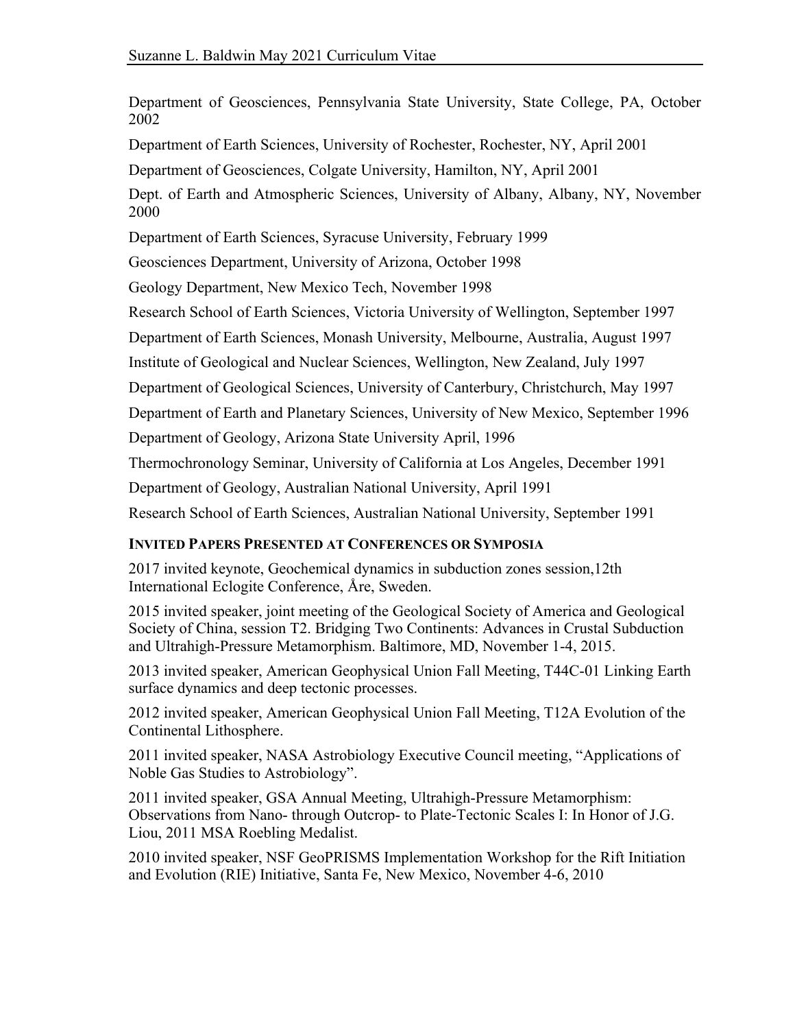Department of Geosciences, Pennsylvania State University, State College, PA, October 2002

Department of Earth Sciences, University of Rochester, Rochester, NY, April 2001

Department of Geosciences, Colgate University, Hamilton, NY, April 2001

Dept. of Earth and Atmospheric Sciences, University of Albany, Albany, NY, November 2000

Department of Earth Sciences, Syracuse University, February 1999

Geosciences Department, University of Arizona, October 1998

Geology Department, New Mexico Tech, November 1998

Research School of Earth Sciences, Victoria University of Wellington, September 1997

Department of Earth Sciences, Monash University, Melbourne, Australia, August 1997

Institute of Geological and Nuclear Sciences, Wellington, New Zealand, July 1997

Department of Geological Sciences, University of Canterbury, Christchurch, May 1997

Department of Earth and Planetary Sciences, University of New Mexico, September 1996

Department of Geology, Arizona State University April, 1996

Thermochronology Seminar, University of California at Los Angeles, December 1991

Department of Geology, Australian National University, April 1991

Research School of Earth Sciences, Australian National University, September 1991

### INVITED PAPERS PRESENTED AT CONFERENCES OR SYMPOSIA

2017 invited keynote, Geochemical dynamics in subduction zones session,12th International Eclogite Conference, Åre, Sweden.

2015 invited speaker, joint meeting of the Geological Society of America and Geological Society of China, session T2. Bridging Two Continents: Advances in Crustal Subduction and Ultrahigh-Pressure Metamorphism. Baltimore, MD, November 1-4, 2015.

2013 invited speaker, American Geophysical Union Fall Meeting, T44C-01 Linking Earth surface dynamics and deep tectonic processes.

2012 invited speaker, American Geophysical Union Fall Meeting, T12A Evolution of the Continental Lithosphere.

2011 invited speaker, NASA Astrobiology Executive Council meeting, "Applications of Noble Gas Studies to Astrobiology".

2011 invited speaker, GSA Annual Meeting, Ultrahigh-Pressure Metamorphism: Observations from Nano- through Outcrop- to Plate-Tectonic Scales I: In Honor of J.G. Liou, 2011 MSA Roebling Medalist.

2010 invited speaker, NSF GeoPRISMS Implementation Workshop for the Rift Initiation and Evolution (RIE) Initiative, Santa Fe, New Mexico, November 4-6, 2010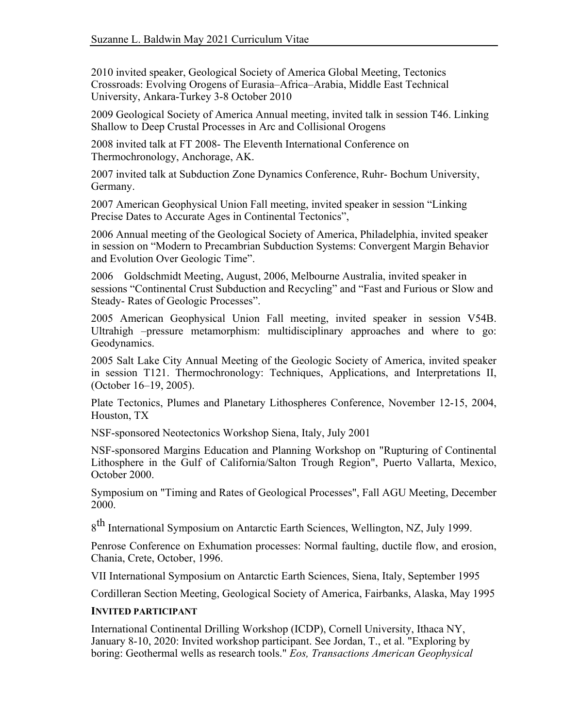2010 invited speaker, Geological Society of America Global Meeting, Tectonics Crossroads: Evolving Orogens of Eurasia–Africa–Arabia, Middle East Technical University, Ankara-Turkey 3-8 October 2010

2009 Geological Society of America Annual meeting, invited talk in session T46. Linking Shallow to Deep Crustal Processes in Arc and Collisional Orogens

2008 invited talk at FT 2008- The Eleventh International Conference on Thermochronology, Anchorage, AK.

2007 invited talk at Subduction Zone Dynamics Conference, Ruhr- Bochum University, Germany.

2007 American Geophysical Union Fall meeting, invited speaker in session "Linking Precise Dates to Accurate Ages in Continental Tectonics",

2006 Annual meeting of the Geological Society of America, Philadelphia, invited speaker in session on "Modern to Precambrian Subduction Systems: Convergent Margin Behavior and Evolution Over Geologic Time".

2006 Goldschmidt Meeting, August, 2006, Melbourne Australia, invited speaker in sessions "Continental Crust Subduction and Recycling" and "Fast and Furious or Slow and Steady- Rates of Geologic Processes".

2005 American Geophysical Union Fall meeting, invited speaker in session V54B. Ultrahigh –pressure metamorphism: multidisciplinary approaches and where to go: Geodynamics.

2005 Salt Lake City Annual Meeting of the Geologic Society of America, invited speaker in session T121. Thermochronology: Techniques, Applications, and Interpretations II, (October 16–19, 2005).

Plate Tectonics, Plumes and Planetary Lithospheres Conference, November 12-15, 2004, Houston, TX

NSF-sponsored Neotectonics Workshop Siena, Italy, July 2001

NSF-sponsored Margins Education and Planning Workshop on "Rupturing of Continental Lithosphere in the Gulf of California/Salton Trough Region", Puerto Vallarta, Mexico, October 2000.

Symposium on "Timing and Rates of Geological Processes", Fall AGU Meeting, December 2000.

8th International Symposium on Antarctic Earth Sciences, Wellington, NZ, July 1999.

Penrose Conference on Exhumation processes: Normal faulting, ductile flow, and erosion, Chania, Crete, October, 1996.

VII International Symposium on Antarctic Earth Sciences, Siena, Italy, September 1995

Cordilleran Section Meeting, Geological Society of America, Fairbanks, Alaska, May 1995

**INVITED PARTICIPANT**

International Continental Drilling Workshop (ICDP), Cornell University, Ithaca NY, January 8-10, 2020: Invited workshop participant. See Jordan, T., et al. "Exploring by boring: Geothermal wells as research tools." *Eos, Transactions American Geophysical*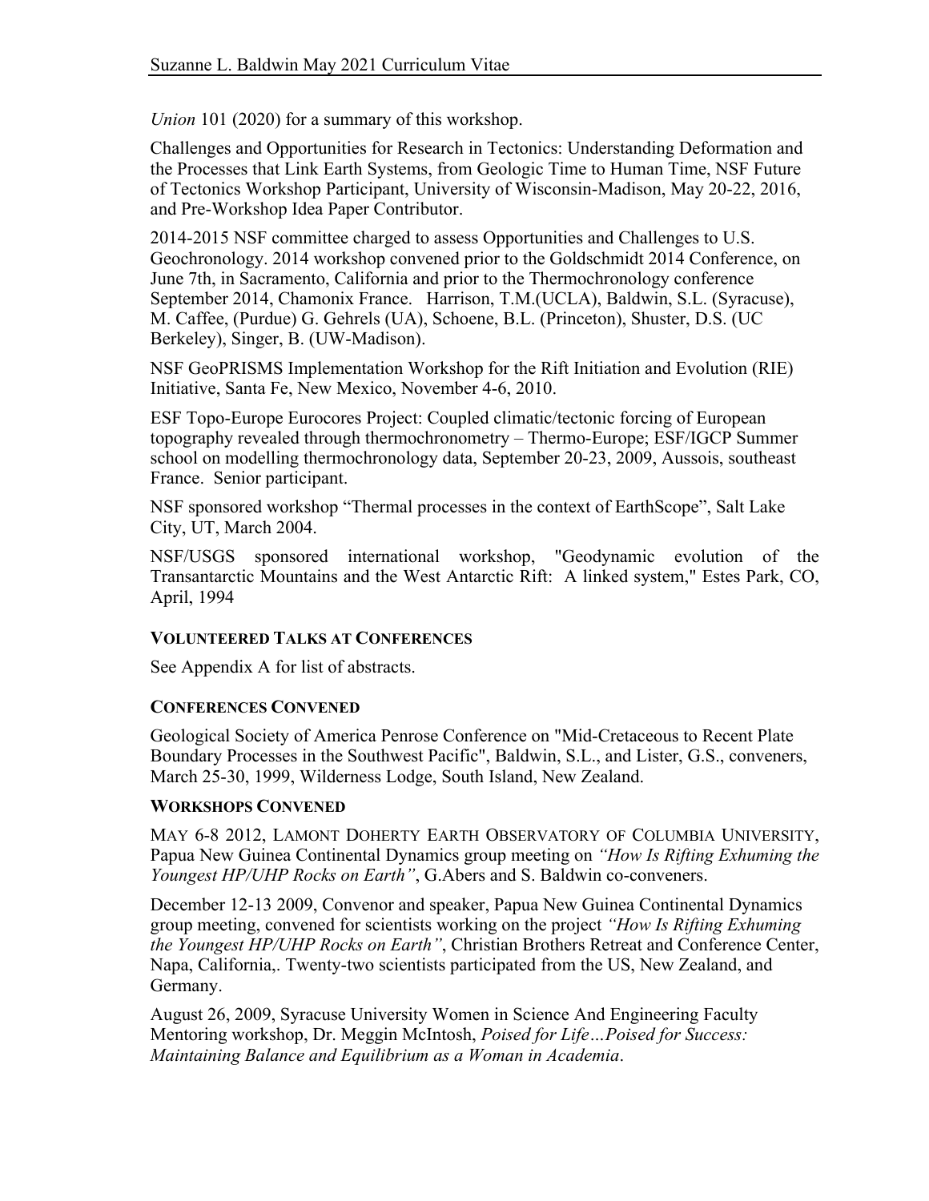*Union* 101 (2020) for a summary of this workshop.

Challenges and Opportunities for Research in Tectonics: Understanding Deformation and the Processes that Link Earth Systems, from Geologic Time to Human Time, NSF Future of Tectonics Workshop Participant, University of Wisconsin-Madison, May 20-22, 2016, and Pre-Workshop Idea Paper Contributor.

2014-2015 NSF committee charged to assess Opportunities and Challenges to U.S. Geochronology. 2014 workshop convened prior to the Goldschmidt 2014 Conference, on June 7th, in Sacramento, California and prior to the Thermochronology conference September 2014, Chamonix France. Harrison, T.M.(UCLA), Baldwin, S.L. (Syracuse), M. Caffee, (Purdue) G. Gehrels (UA), Schoene, B.L. (Princeton), Shuster, D.S. (UC Berkeley), Singer, B. (UW-Madison).

NSF GeoPRISMS Implementation Workshop for the Rift Initiation and Evolution (RIE) Initiative, Santa Fe, New Mexico, November 4-6, 2010.

ESF Topo-Europe Eurocores Project: Coupled climatic/tectonic forcing of European topography revealed through thermochronometry – Thermo-Europe; ESF/IGCP Summer school on modelling thermochronology data, September 20-23, 2009, Aussois, southeast France. Senior participant.

NSF sponsored workshop "Thermal processes in the context of EarthScope", Salt Lake City, UT, March 2004.

NSF/USGS sponsored international workshop, "Geodynamic evolution of the Transantarctic Mountains and the West Antarctic Rift: A linked system," Estes Park, CO, April, 1994

## VOLUNTEERED TALKS AT CONFERENCES

See Appendix A for list of abstracts.

## CONFERENCES CONVENED

Geological Society of America Penrose Conference on "Mid-Cretaceous to Recent Plate Boundary Processes in the Southwest Pacific", Baldwin, S.L., and Lister, G.S., conveners, March 25-30, 1999, Wilderness Lodge, South Island, New Zealand.

## WORKSHOPS CONVENED

MAY 6-8 2012, LAMONT DOHERTY EARTH OBSERVATORY OF COLUMBIA UNIVERSITY, Papua New Guinea Continental Dynamics group meeting on *"How Is Rifting Exhuming the Youngest HP/UHP Rocks on Earth"*, G.Abers and S. Baldwin co-conveners.

December 12-13 2009, Convenor and speaker, Papua New Guinea Continental Dynamics group meeting, convened for scientists working on the project *"How Is Rifting Exhuming the Youngest HP/UHP Rocks on Earth"*, Christian Brothers Retreat and Conference Center, Napa, California,. Twenty-two scientists participated from the US, New Zealand, and Germany.

August 26, 2009, Syracuse University Women in Science And Engineering Faculty Mentoring workshop, Dr. Meggin McIntosh, *Poised for Life…Poised for Success: Maintaining Balance and Equilibrium as a Woman in Academia*.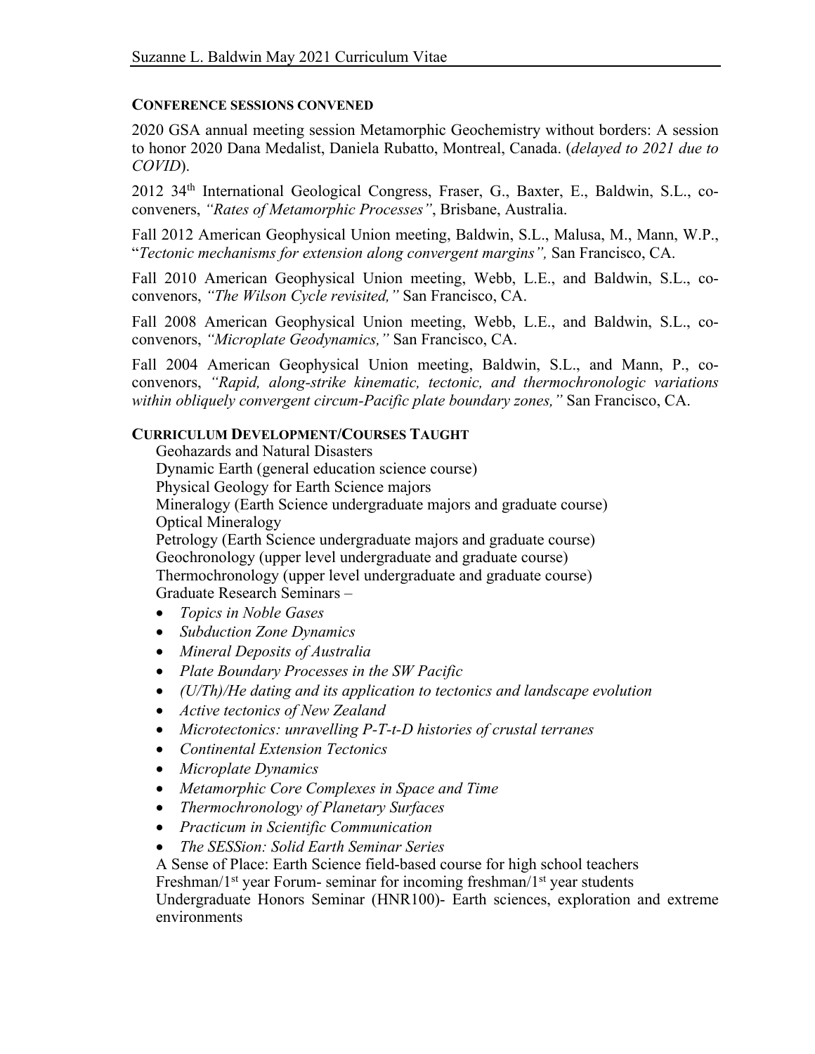#### CONFERENCE SESSIONS CONVENED

2020 GSA annual meeting session Metamorphic Geochemistry without borders: A session to honor 2020 Dana Medalist, Daniela Rubatto, Montreal, Canada. (*delayed to 2021 due to COVID*).

2012 34th International Geological Congress, Fraser, G., Baxter, E., Baldwin, S.L., co-conveners, *"Rates of Metamorphic Processes"*, Brisbane, Australia.

Fall 2012 American Geophysical Union meeting, Baldwin, S.L., Malusa, M., Mann, W.P., "*Tectonic mechanisms for extension along convergent margins",* San Francisco, CA.

Fall 2010 American Geophysical Union meeting, Webb, L.E., and Baldwin, S.L., co-convenors, *"The Wilson Cycle revisited,"* San Francisco, CA.

Fall 2008 American Geophysical Union meeting, Webb, L.E., and Baldwin, S.L., co-convenors, *"Microplate Geodynamics,"* San Francisco, CA.

Fall 2004 American Geophysical Union meeting, Baldwin, S.L., and Mann, P., co-convenors, *"Rapid, along-strike kinematic, tectonic, and thermochronologic variations within obliquely convergent circum-Pacific plate boundary zones,"* San Francisco, CA.

#### CURRICULUM DEVELOPMENT/COURSES TAUGHT

Geohazards and Natural Disasters
Dynamic Earth (general education science course)
Physical Geology for Earth Science majors
Mineralogy (Earth Science undergraduate majors and graduate course)
Optical Mineralogy
Petrology (Earth Science undergraduate majors and graduate course)
Geochronology (upper level undergraduate and graduate course)
Thermochronology (upper level undergraduate and graduate course)
Graduate Research Seminars –

- *Topics in Noble Gases*
- *Subduction Zone Dynamics*
- *Mineral Deposits of Australia*
- *Plate Boundary Processes in the SW Pacific*
- *(U/Th)/He dating and its application to tectonics and landscape evolution*
- *Active tectonics of New Zealand*
- *Microtectonics: unravelling P-T-t-D histories of crustal terranes*
- *Continental Extension Tectonics*
- *Microplate Dynamics*
- *Metamorphic Core Complexes in Space and Time*
- *Thermochronology of Planetary Surfaces*
- *Practicum in Scientific Communication*
- *The SESSion: Solid Earth Seminar Series*

A Sense of Place: Earth Science field-based course for high school teachers
Freshman/1st year Forum- seminar for incoming freshman/1st year students
Undergraduate Honors Seminar (HNR100)- Earth sciences, exploration and extreme environments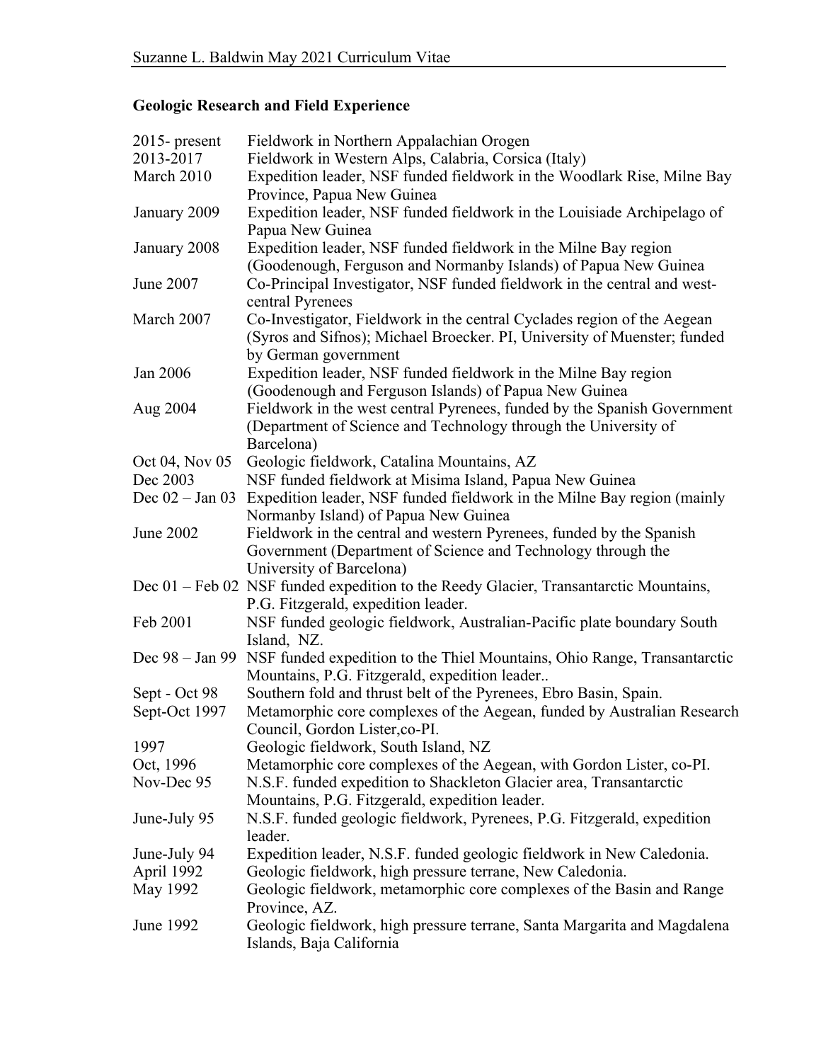## Geologic Research and Field Experience

| | |
|---|---|
| 2015- present | Fieldwork in Northern Appalachian Orogen |
| 2013-2017 | Fieldwork in Western Alps, Calabria, Corsica (Italy) |
| March 2010 | Expedition leader, NSF funded fieldwork in the Woodlark Rise, Milne Bay Province, Papua New Guinea |
| January 2009 | Expedition leader, NSF funded fieldwork in the Louisiade Archipelago of Papua New Guinea |
| January 2008 | Expedition leader, NSF funded fieldwork in the Milne Bay region (Goodenough, Ferguson and Normanby Islands) of Papua New Guinea |
| June 2007 | Co-Principal Investigator, NSF funded fieldwork in the central and west-central Pyrenees |
| March 2007 | Co-Investigator, Fieldwork in the central Cyclades region of the Aegean (Syros and Sifnos); Michael Broecker. PI, University of Muenster; funded by German government |
| Jan 2006 | Expedition leader, NSF funded fieldwork in the Milne Bay region (Goodenough and Ferguson Islands) of Papua New Guinea |
| Aug 2004 | Fieldwork in the west central Pyrenees, funded by the Spanish Government (Department of Science and Technology through the University of Barcelona) |
| Oct 04, Nov 05 | Geologic fieldwork, Catalina Mountains, AZ |
| Dec 2003 | NSF funded fieldwork at Misima Island, Papua New Guinea |
| Dec 02 – Jan 03 | Expedition leader, NSF funded fieldwork in the Milne Bay region (mainly Normanby Island) of Papua New Guinea |
| June 2002 | Fieldwork in the central and western Pyrenees, funded by the Spanish Government (Department of Science and Technology through the University of Barcelona) |
| Dec 01 – Feb 02 | NSF funded expedition to the Reedy Glacier, Transantarctic Mountains, P.G. Fitzgerald, expedition leader. |
| Feb 2001 | NSF funded geologic fieldwork, Australian-Pacific plate boundary South Island, NZ. |
| Dec 98 – Jan 99 | NSF funded expedition to the Thiel Mountains, Ohio Range, Transantarctic Mountains, P.G. Fitzgerald, expedition leader.. |
| Sept - Oct 98 | Southern fold and thrust belt of the Pyrenees, Ebro Basin, Spain. |
| Sept-Oct 1997 | Metamorphic core complexes of the Aegean, funded by Australian Research Council, Gordon Lister,co-PI. |
| 1997 | Geologic fieldwork, South Island, NZ |
| Oct, 1996 | Metamorphic core complexes of the Aegean, with Gordon Lister, co-PI. |
| Nov-Dec 95 | N.S.F. funded expedition to Shackleton Glacier area, Transantarctic Mountains, P.G. Fitzgerald, expedition leader. |
| June-July 95 | N.S.F. funded geologic fieldwork, Pyrenees, P.G. Fitzgerald, expedition leader. |
| June-July 94 | Expedition leader, N.S.F. funded geologic fieldwork in New Caledonia. |
| April 1992 | Geologic fieldwork, high pressure terrane, New Caledonia. |
| May 1992 | Geologic fieldwork, metamorphic core complexes of the Basin and Range Province, AZ. |
| June 1992 | Geologic fieldwork, high pressure terrane, Santa Margarita and Magdalena Islands, Baja California |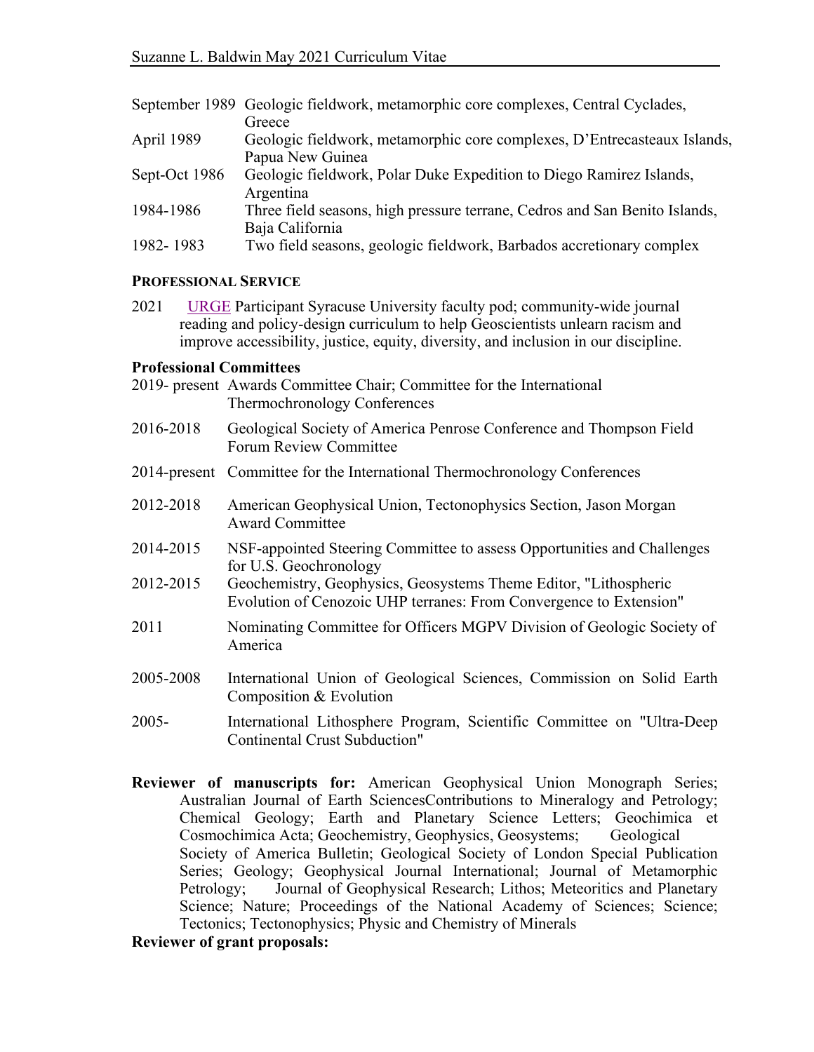| | |
|---|---|
| September 1989 | Geologic fieldwork, metamorphic core complexes, Central Cyclades, Greece |
| April 1989 | Geologic fieldwork, metamorphic core complexes, D'Entrecasteaux Islands, Papua New Guinea |
| Sept-Oct 1986 | Geologic fieldwork, Polar Duke Expedition to Diego Ramirez Islands, Argentina |
| 1984-1986 | Three field seasons, high pressure terrane, Cedros and San Benito Islands, Baja California |
| 1982- 1983 | Two field seasons, geologic fieldwork, Barbados accretionary complex |

## PROFESSIONAL SERVICE

2021 URGE Participant Syracuse University faculty pod; community-wide journal reading and policy-design curriculum to help Geoscientists unlearn racism and improve accessibility, justice, equity, diversity, and inclusion in our discipline.

### Professional Committees

| | |
|---|---|
| 2019- present | Awards Committee Chair; Committee for the International Thermochronology Conferences |
| 2016-2018 | Geological Society of America Penrose Conference and Thompson Field Forum Review Committee |
| 2014-present | Committee for the International Thermochronology Conferences |
| 2012-2018 | American Geophysical Union, Tectonophysics Section, Jason Morgan Award Committee |
| 2014-2015 | NSF-appointed Steering Committee to assess Opportunities and Challenges for U.S. Geochronology |
| 2012-2015 | Geochemistry, Geophysics, Geosystems Theme Editor, "Lithospheric Evolution of Cenozoic UHP terranes: From Convergence to Extension" |
| 2011 | Nominating Committee for Officers MGPV Division of Geologic Society of America |
| 2005-2008 | International Union of Geological Sciences, Commission on Solid Earth Composition & Evolution |
| 2005- | International Lithosphere Program, Scientific Committee on "Ultra-Deep Continental Crust Subduction" |

**Reviewer of manuscripts for:** American Geophysical Union Monograph Series; Australian Journal of Earth SciencesContributions to Mineralogy and Petrology; Chemical Geology; Earth and Planetary Science Letters; Geochimica et Cosmochimica Acta; Geochemistry, Geophysics, Geosystems; Geological Society of America Bulletin; Geological Society of London Special Publication Series; Geology; Geophysical Journal International; Journal of Metamorphic Petrology; Journal of Geophysical Research; Lithos; Meteoritics and Planetary Science; Nature; Proceedings of the National Academy of Sciences; Science; Tectonics; Tectonophysics; Physic and Chemistry of Minerals

**Reviewer of grant proposals:**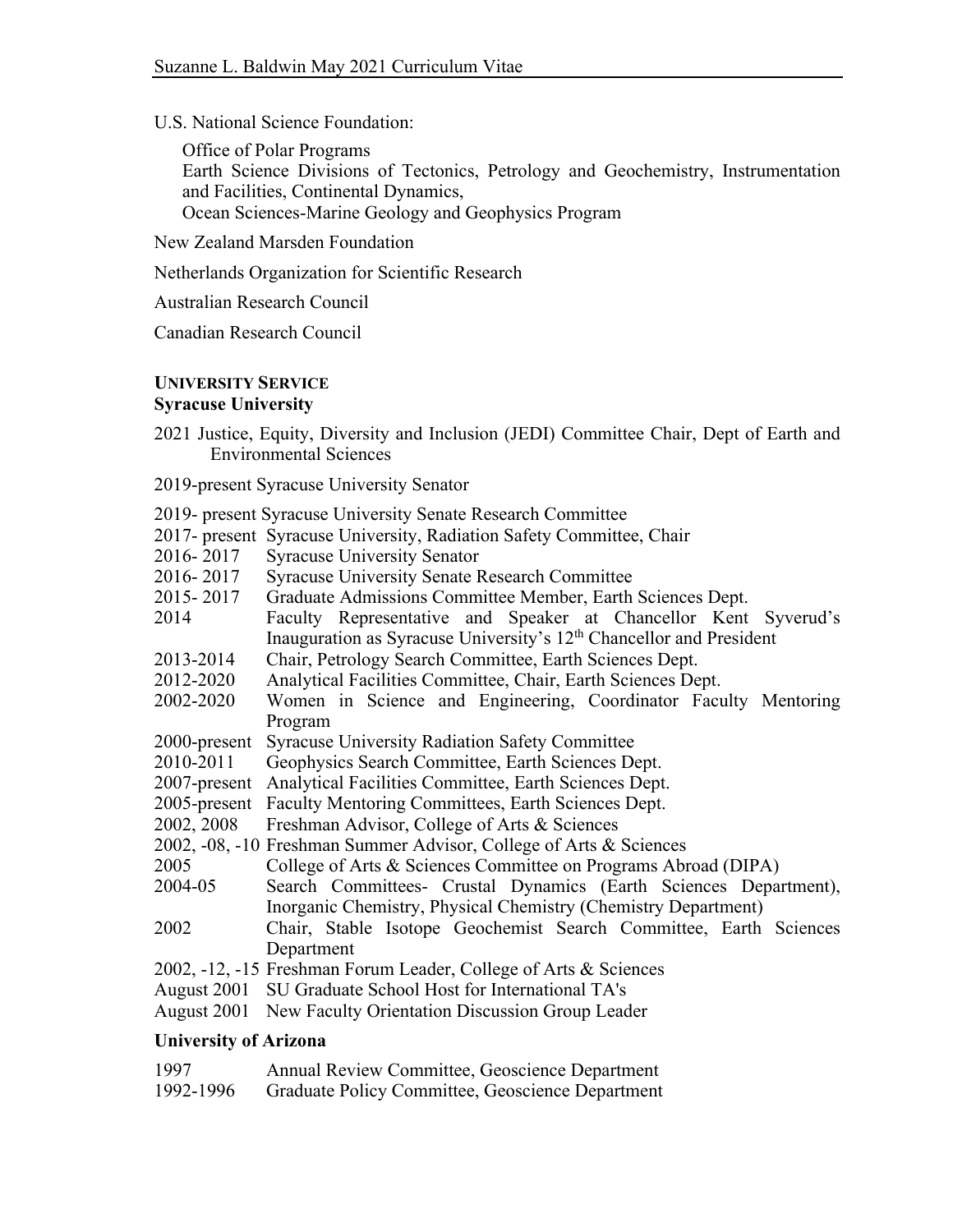U.S. National Science Foundation:

Office of Polar Programs
Earth Science Divisions of Tectonics, Petrology and Geochemistry, Instrumentation and Facilities, Continental Dynamics,
Ocean Sciences-Marine Geology and Geophysics Program

New Zealand Marsden Foundation

Netherlands Organization for Scientific Research

Australian Research Council

Canadian Research Council

## UNIVERSITY SERVICE

### Syracuse University

2021 Justice, Equity, Diversity and Inclusion (JEDI) Committee Chair, Dept of Earth and Environmental Sciences

2019-present Syracuse University Senator

2019- present Syracuse University Senate Research Committee
2017- present Syracuse University, Radiation Safety Committee, Chair
2016- 2017 Syracuse University Senator
2016- 2017 Syracuse University Senate Research Committee
2015- 2017 Graduate Admissions Committee Member, Earth Sciences Dept.
2014 Faculty Representative and Speaker at Chancellor Kent Syverud's Inauguration as Syracuse University's 12th Chancellor and President
2013-2014 Chair, Petrology Search Committee, Earth Sciences Dept.
2012-2020 Analytical Facilities Committee, Chair, Earth Sciences Dept.
2002-2020 Women in Science and Engineering, Coordinator Faculty Mentoring Program
2000-present Syracuse University Radiation Safety Committee
2010-2011 Geophysics Search Committee, Earth Sciences Dept.
2007-present Analytical Facilities Committee, Earth Sciences Dept.
2005-present Faculty Mentoring Committees, Earth Sciences Dept.
2002, 2008 Freshman Advisor, College of Arts & Sciences
2002, -08, -10 Freshman Summer Advisor, College of Arts & Sciences
2005 College of Arts & Sciences Committee on Programs Abroad (DIPA)
2004-05 Search Committees- Crustal Dynamics (Earth Sciences Department), Inorganic Chemistry, Physical Chemistry (Chemistry Department)
2002 Chair, Stable Isotope Geochemist Search Committee, Earth Sciences Department
2002, -12, -15 Freshman Forum Leader, College of Arts & Sciences
August 2001 SU Graduate School Host for International TA's
August 2001 New Faculty Orientation Discussion Group Leader

### University of Arizona

1997 Annual Review Committee, Geoscience Department
1992-1996 Graduate Policy Committee, Geoscience Department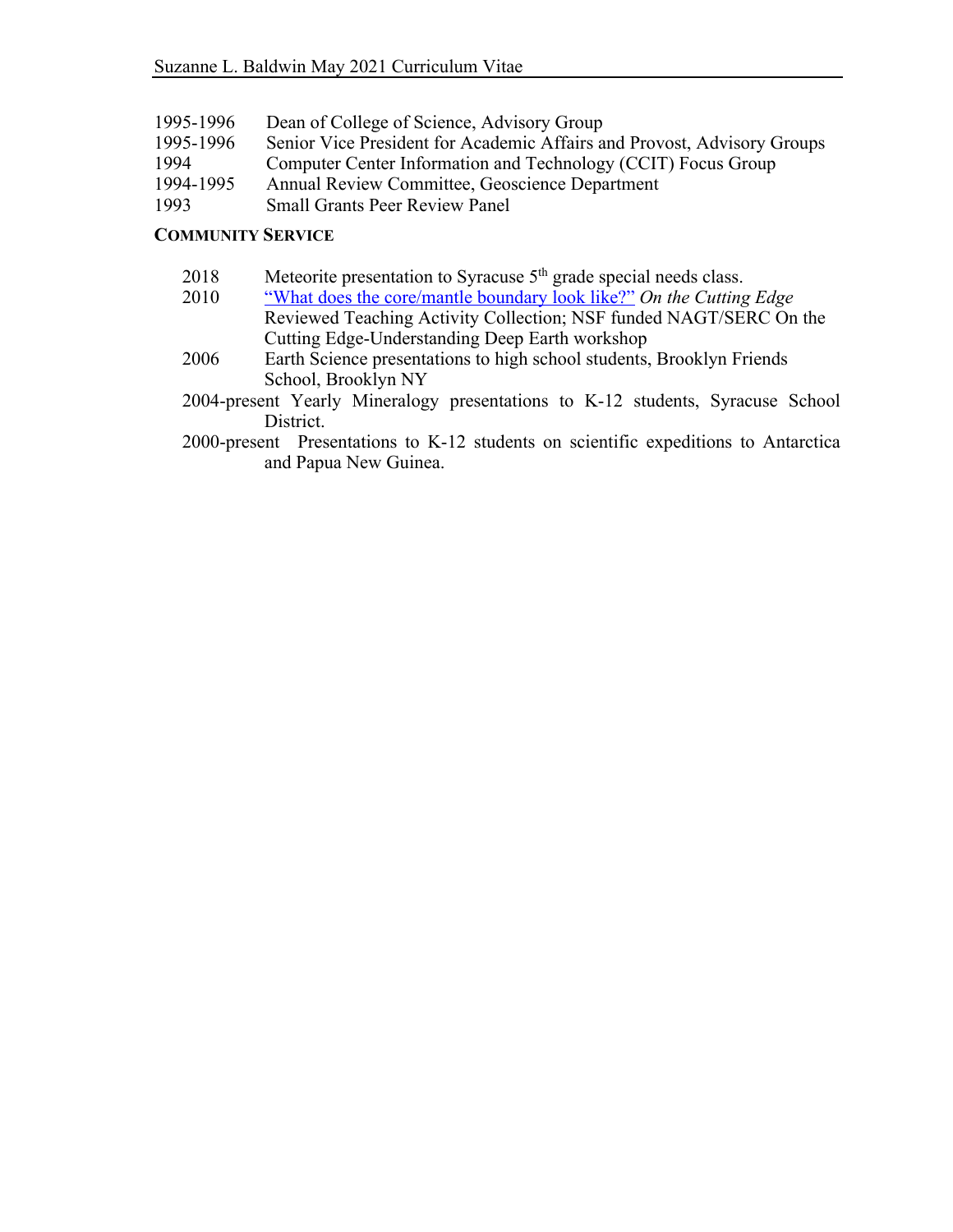1995-1996 Dean of College of Science, Advisory Group
1995-1996 Senior Vice President for Academic Affairs and Provost, Advisory Groups
1994 Computer Center Information and Technology (CCIT) Focus Group
1994-1995 Annual Review Committee, Geoscience Department
1993 Small Grants Peer Review Panel

**COMMUNITY SERVICE**

2018 Meteorite presentation to Syracuse 5th grade special needs class.
2010 "What does the core/mantle boundary look like?" *On the Cutting Edge* Reviewed Teaching Activity Collection; NSF funded NAGT/SERC On the Cutting Edge-Understanding Deep Earth workshop
2006 Earth Science presentations to high school students, Brooklyn Friends School, Brooklyn NY
2004-present Yearly Mineralogy presentations to K-12 students, Syracuse School District.
2000-present Presentations to K-12 students on scientific expeditions to Antarctica and Papua New Guinea.